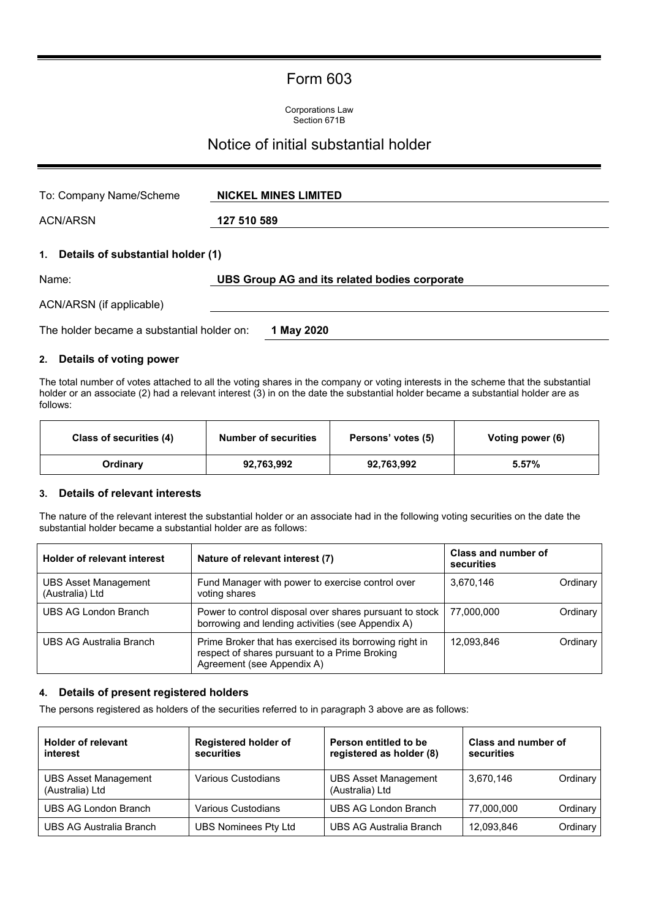# Form 603

Corporations Law
Section 671B

## Notice of initial substantial holder

To: Company Name/Scheme **NICKEL MINES LIMITED**

ACN/ARSN **127 510 589**

### 1. Details of substantial holder (1)

Name: **UBS Group AG and its related bodies corporate**

ACN/ARSN (if applicable)

The holder became a substantial holder on: **1 May 2020**

### 2. Details of voting power

The total number of votes attached to all the voting shares in the company or voting interests in the scheme that the substantial holder or an associate (2) had a relevant interest (3) in on the date the substantial holder became a substantial holder are as follows:

| Class of securities (4) | Number of securities | Persons' votes (5) | Voting power (6) |
|---|---|---|---|
| Ordinary | 92,763,992 | 92,763,992 | 5.57% |

### 3. Details of relevant interests

The nature of the relevant interest the substantial holder or an associate had in the following voting securities on the date the substantial holder became a substantial holder are as follows:

| Holder of relevant interest | Nature of relevant interest (7) | Class and number of securities | |
|---|---|---|---|
| UBS Asset Management (Australia) Ltd | Fund Manager with power to exercise control over voting shares | 3,670,146 | Ordinary |
| UBS AG London Branch | Power to control disposal over shares pursuant to stock borrowing and lending activities (see Appendix A) | 77,000,000 | Ordinary |
| UBS AG Australia Branch | Prime Broker that has exercised its borrowing right in respect of shares pursuant to a Prime Broking Agreement (see Appendix A) | 12,093,846 | Ordinary |

### 4. Details of present registered holders

The persons registered as holders of the securities referred to in paragraph 3 above are as follows:

| Holder of relevant interest | Registered holder of securities | Person entitled to be registered as holder (8) | Class and number of securities | |
|---|---|---|---|---|
| UBS Asset Management (Australia) Ltd | Various Custodians | UBS Asset Management (Australia) Ltd | 3,670,146 | Ordinary |
| UBS AG London Branch | Various Custodians | UBS AG London Branch | 77,000,000 | Ordinary |
| UBS AG Australia Branch | UBS Nominees Pty Ltd | UBS AG Australia Branch | 12,093,846 | Ordinary |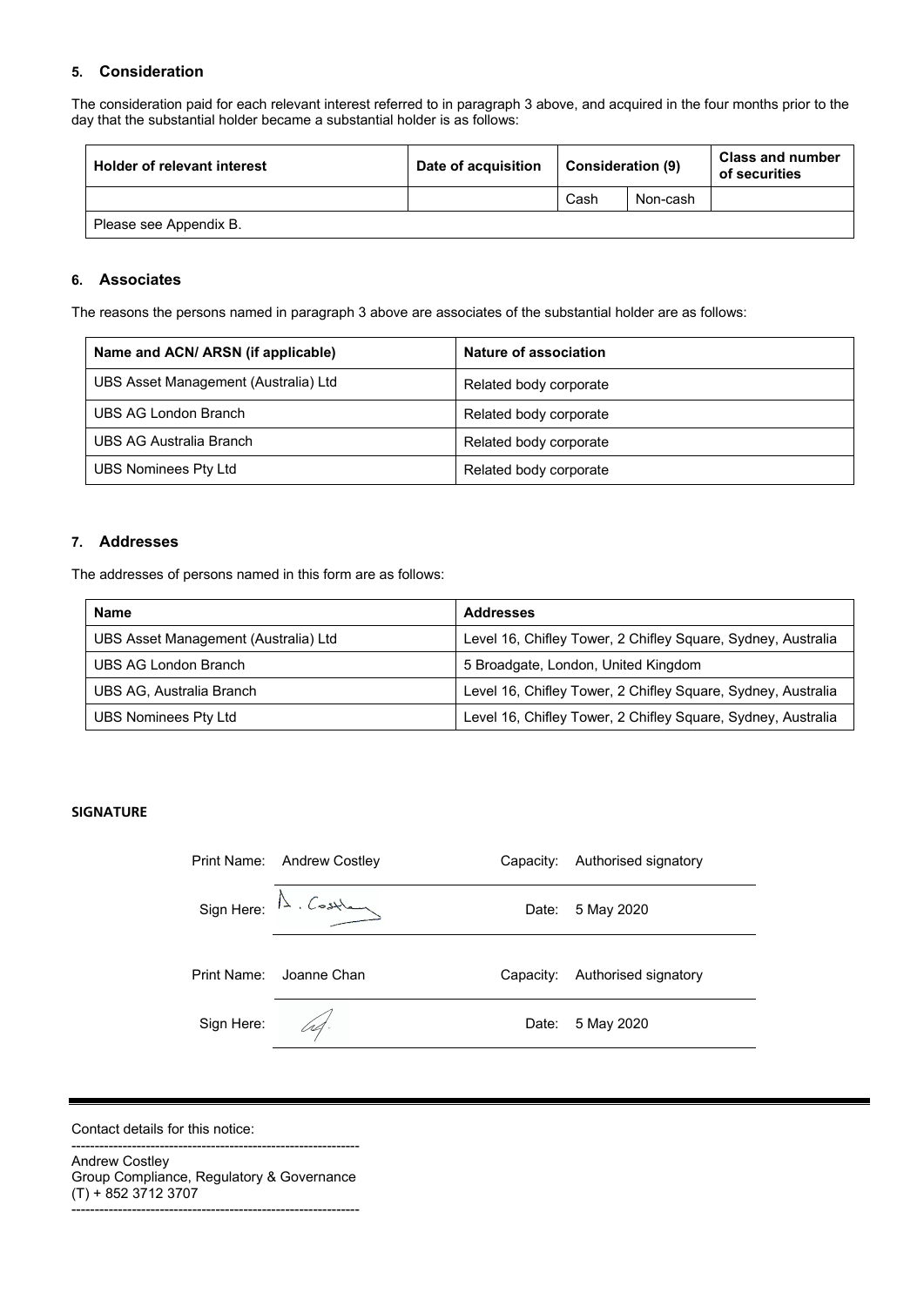### 5. Consideration

The consideration paid for each relevant interest referred to in paragraph 3 above, and acquired in the four months prior to the day that the substantial holder became a substantial holder is as follows:

| Holder of relevant interest | Date of acquisition | Consideration (9) | | Class and number of securities |
|---|---|---|---|---|
| | | Cash | Non-cash | |
| Please see Appendix B. | | | | |

### 6. Associates

The reasons the persons named in paragraph 3 above are associates of the substantial holder are as follows:

| Name and ACN/ ARSN (if applicable) | Nature of association |
|---|---|
| UBS Asset Management (Australia) Ltd | Related body corporate |
| UBS AG London Branch | Related body corporate |
| UBS AG Australia Branch | Related body corporate |
| UBS Nominees Pty Ltd | Related body corporate |

### 7. Addresses

The addresses of persons named in this form are as follows:

| Name | Addresses |
|---|---|
| UBS Asset Management (Australia) Ltd | Level 16, Chifley Tower, 2 Chifley Square, Sydney, Australia |
| UBS AG London Branch | 5 Broadgate, London, United Kingdom |
| UBS AG, Australia Branch | Level 16, Chifley Tower, 2 Chifley Square, Sydney, Australia |
| UBS Nominees Pty Ltd | Level 16, Chifley Tower, 2 Chifley Square, Sydney, Australia |

**SIGNATURE**

| | | | |
|---|---|---|---|
| Print Name: | Andrew Costley | Capacity: | Authorised signatory |
| Sign Here: | A. Costley | Date: | 5 May 2020 |
| Print Name: | Joanne Chan | Capacity: | Authorised signatory |
| Sign Here: | | Date: | 5 May 2020 |

Contact details for this notice:

Andrew Costley
Group Compliance, Regulatory & Governance
(T) + 852 3712 3707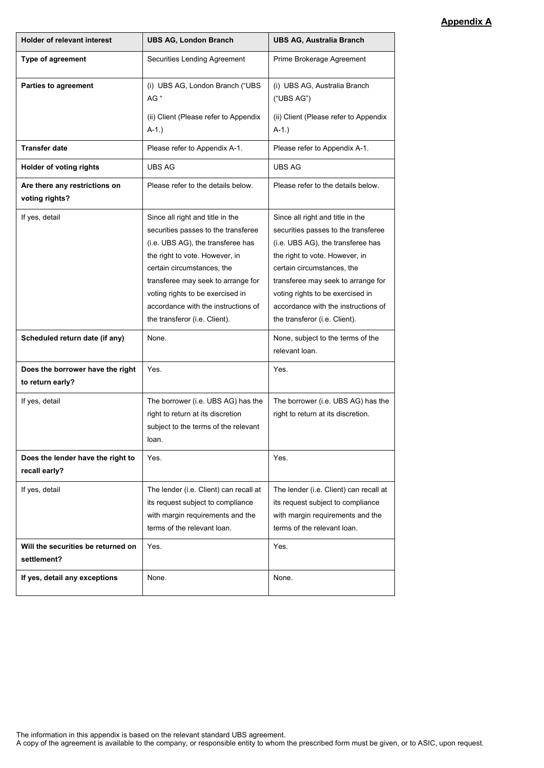**Appendix A**

| Holder of relevant interest | UBS AG, London Branch | UBS AG, Australia Branch |
|---|---|---|
| **Type of agreement** | Securities Lending Agreement | Prime Brokerage Agreement |
| **Parties to agreement** | (i) UBS AG, London Branch ("UBS AG " (ii) Client (Please refer to Appendix A-1.) | (i) UBS AG, Australia Branch ("UBS AG") (ii) Client (Please refer to Appendix A-1.) |
| **Transfer date** | Please refer to Appendix A-1. | Please refer to Appendix A-1. |
| **Holder of voting rights** | UBS AG | UBS AG |
| **Are there any restrictions on voting rights?** | Please refer to the details below. | Please refer to the details below. |
| If yes, detail | Since all right and title in the securities passes to the transferee (i.e. UBS AG), the transferee has the right to vote. However, in certain circumstances, the transferee may seek to arrange for voting rights to be exercised in accordance with the instructions of the transferor (i.e. Client). | Since all right and title in the securities passes to the transferee (i.e. UBS AG), the transferee has the right to vote. However, in certain circumstances, the transferee may seek to arrange for voting rights to be exercised in accordance with the instructions of the transferor (i.e. Client). |
| **Scheduled return date (if any)** | None. | None, subject to the terms of the relevant loan. |
| **Does the borrower have the right to return early?** | Yes. | Yes. |
| If yes, detail | The borrower (i.e. UBS AG) has the right to return at its discretion subject to the terms of the relevant loan. | The borrower (i.e. UBS AG) has the right to return at its discretion. |
| **Does the lender have the right to recall early?** | Yes. | Yes. |
| If yes, detail | The lender (i.e. Client) can recall at its request subject to compliance with margin requirements and the terms of the relevant loan. | The lender (i.e. Client) can recall at its request subject to compliance with margin requirements and the terms of the relevant loan. |
| **Will the securities be returned on settlement?** | Yes. | Yes. |
| **If yes, detail any exceptions** | None. | None. |

The information in this appendix is based on the relevant standard UBS agreement.
A copy of the agreement is available to the company, or responsible entity to whom the prescribed form must be given, or to ASIC, upon request.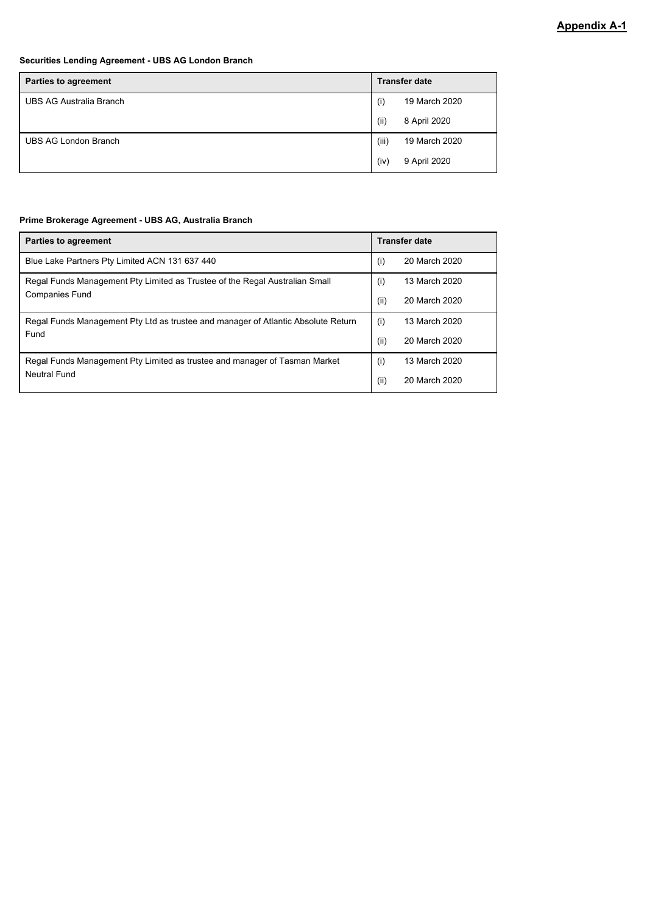**Appendix A-1**

**Securities Lending Agreement - UBS AG London Branch**

| Parties to agreement | Transfer date |
| --- | --- |
| UBS AG Australia Branch | (i) 19 March 2020<br>(ii) 8 April 2020 |
| UBS AG London Branch | (iii) 19 March 2020<br>(iv) 9 April 2020 |

**Prime Brokerage Agreement - UBS AG, Australia Branch**

| Parties to agreement | Transfer date |
| --- | --- |
| Blue Lake Partners Pty Limited ACN 131 637 440 | (i) 20 March 2020 |
| Regal Funds Management Pty Limited as Trustee of the Regal Australian Small Companies Fund | (i) 13 March 2020<br>(ii) 20 March 2020 |
| Regal Funds Management Pty Ltd as trustee and manager of Atlantic Absolute Return Fund | (i) 13 March 2020<br>(ii) 20 March 2020 |
| Regal Funds Management Pty Limited as trustee and manager of Tasman Market Neutral Fund | (i) 13 March 2020<br>(ii) 20 March 2020 |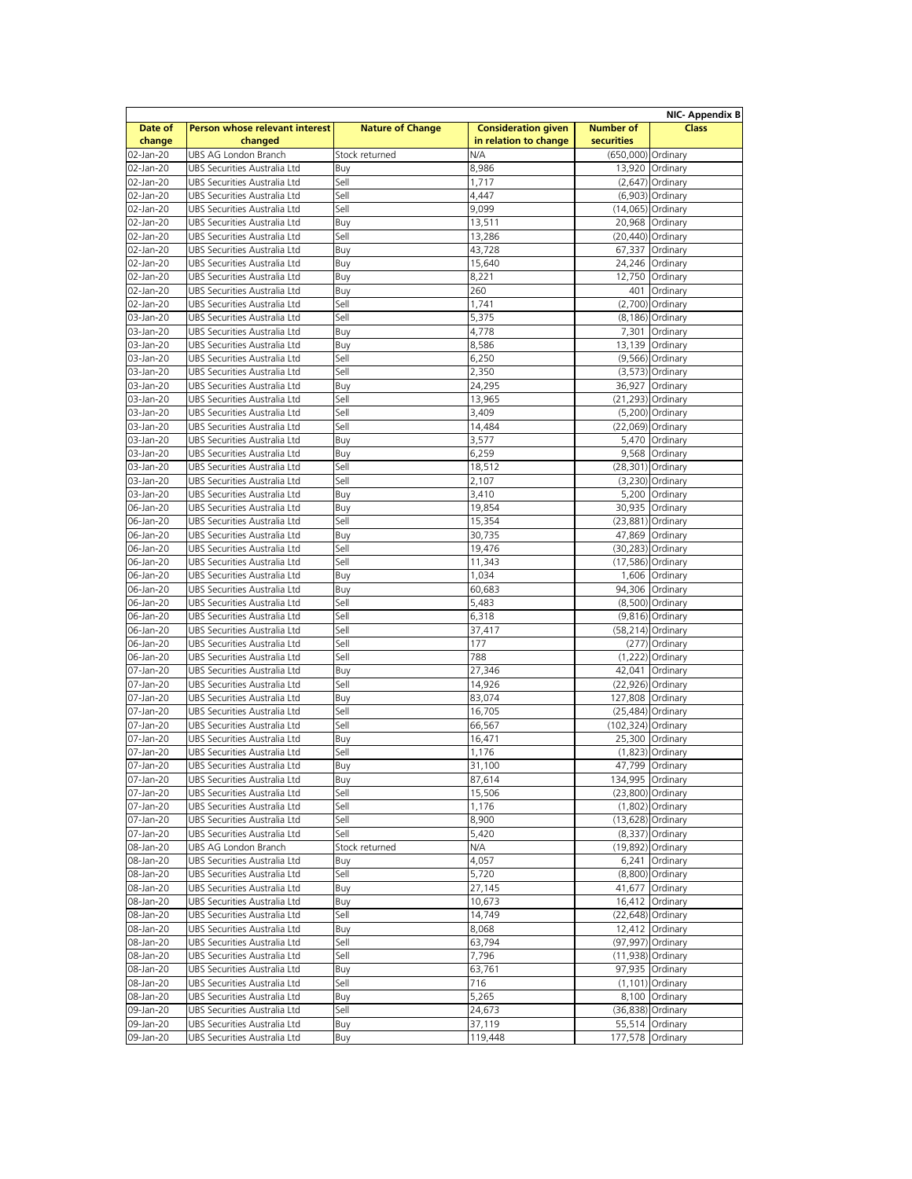| | | | | | NIC- Appendix B |
|---|---|---|---|---|---|
| **Date of change** | **Person whose relevant interest changed** | **Nature of Change** | **Consideration given in relation to change** | **Number of securities** | **Class** |
| 02-Jan-20 | UBS AG London Branch | Stock returned | N/A | (650,000) | Ordinary |
| 02-Jan-20 | UBS Securities Australia Ltd | Buy | 8,986 | 13,920 | Ordinary |
| 02-Jan-20 | UBS Securities Australia Ltd | Sell | 1,717 | (2,647) | Ordinary |
| 02-Jan-20 | UBS Securities Australia Ltd | Sell | 4,447 | (6,903) | Ordinary |
| 02-Jan-20 | UBS Securities Australia Ltd | Sell | 9,099 | (14,065) | Ordinary |
| 02-Jan-20 | UBS Securities Australia Ltd | Buy | 13,511 | 20,968 | Ordinary |
| 02-Jan-20 | UBS Securities Australia Ltd | Sell | 13,286 | (20,440) | Ordinary |
| 02-Jan-20 | UBS Securities Australia Ltd | Buy | 43,728 | 67,337 | Ordinary |
| 02-Jan-20 | UBS Securities Australia Ltd | Buy | 15,640 | 24,246 | Ordinary |
| 02-Jan-20 | UBS Securities Australia Ltd | Buy | 8,221 | 12,750 | Ordinary |
| 02-Jan-20 | UBS Securities Australia Ltd | Buy | 260 | 401 | Ordinary |
| 02-Jan-20 | UBS Securities Australia Ltd | Sell | 1,741 | (2,700) | Ordinary |
| 03-Jan-20 | UBS Securities Australia Ltd | Sell | 5,375 | (8,186) | Ordinary |
| 03-Jan-20 | UBS Securities Australia Ltd | Buy | 4,778 | 7,301 | Ordinary |
| 03-Jan-20 | UBS Securities Australia Ltd | Buy | 8,586 | 13,139 | Ordinary |
| 03-Jan-20 | UBS Securities Australia Ltd | Sell | 6,250 | (9,566) | Ordinary |
| 03-Jan-20 | UBS Securities Australia Ltd | Sell | 2,350 | (3,573) | Ordinary |
| 03-Jan-20 | UBS Securities Australia Ltd | Buy | 24,295 | 36,927 | Ordinary |
| 03-Jan-20 | UBS Securities Australia Ltd | Sell | 13,965 | (21,293) | Ordinary |
| 03-Jan-20 | UBS Securities Australia Ltd | Sell | 3,409 | (5,200) | Ordinary |
| 03-Jan-20 | UBS Securities Australia Ltd | Sell | 14,484 | (22,069) | Ordinary |
| 03-Jan-20 | UBS Securities Australia Ltd | Buy | 3,577 | 5,470 | Ordinary |
| 03-Jan-20 | UBS Securities Australia Ltd | Buy | 6,259 | 9,568 | Ordinary |
| 03-Jan-20 | UBS Securities Australia Ltd | Sell | 18,512 | (28,301) | Ordinary |
| 03-Jan-20 | UBS Securities Australia Ltd | Sell | 2,107 | (3,230) | Ordinary |
| 03-Jan-20 | UBS Securities Australia Ltd | Buy | 3,410 | 5,200 | Ordinary |
| 06-Jan-20 | UBS Securities Australia Ltd | Buy | 19,854 | 30,935 | Ordinary |
| 06-Jan-20 | UBS Securities Australia Ltd | Sell | 15,354 | (23,881) | Ordinary |
| 06-Jan-20 | UBS Securities Australia Ltd | Buy | 30,735 | 47,869 | Ordinary |
| 06-Jan-20 | UBS Securities Australia Ltd | Sell | 19,476 | (30,283) | Ordinary |
| 06-Jan-20 | UBS Securities Australia Ltd | Sell | 11,343 | (17,586) | Ordinary |
| 06-Jan-20 | UBS Securities Australia Ltd | Buy | 1,034 | 1,606 | Ordinary |
| 06-Jan-20 | UBS Securities Australia Ltd | Buy | 60,683 | 94,306 | Ordinary |
| 06-Jan-20 | UBS Securities Australia Ltd | Sell | 5,483 | (8,500) | Ordinary |
| 06-Jan-20 | UBS Securities Australia Ltd | Sell | 6,318 | (9,816) | Ordinary |
| 06-Jan-20 | UBS Securities Australia Ltd | Sell | 37,417 | (58,214) | Ordinary |
| 06-Jan-20 | UBS Securities Australia Ltd | Sell | 177 | (277) | Ordinary |
| 06-Jan-20 | UBS Securities Australia Ltd | Sell | 788 | (1,222) | Ordinary |
| 07-Jan-20 | UBS Securities Australia Ltd | Buy | 27,346 | 42,041 | Ordinary |
| 07-Jan-20 | UBS Securities Australia Ltd | Sell | 14,926 | (22,926) | Ordinary |
| 07-Jan-20 | UBS Securities Australia Ltd | Buy | 83,074 | 127,808 | Ordinary |
| 07-Jan-20 | UBS Securities Australia Ltd | Sell | 16,705 | (25,484) | Ordinary |
| 07-Jan-20 | UBS Securities Australia Ltd | Sell | 66,567 | (102,324) | Ordinary |
| 07-Jan-20 | UBS Securities Australia Ltd | Buy | 16,471 | 25,300 | Ordinary |
| 07-Jan-20 | UBS Securities Australia Ltd | Sell | 1,176 | (1,823) | Ordinary |
| 07-Jan-20 | UBS Securities Australia Ltd | Buy | 31,100 | 47,799 | Ordinary |
| 07-Jan-20 | UBS Securities Australia Ltd | Buy | 87,614 | 134,995 | Ordinary |
| 07-Jan-20 | UBS Securities Australia Ltd | Sell | 15,506 | (23,800) | Ordinary |
| 07-Jan-20 | UBS Securities Australia Ltd | Sell | 1,176 | (1,802) | Ordinary |
| 07-Jan-20 | UBS Securities Australia Ltd | Sell | 8,900 | (13,628) | Ordinary |
| 07-Jan-20 | UBS Securities Australia Ltd | Sell | 5,420 | (8,337) | Ordinary |
| 08-Jan-20 | UBS AG London Branch | Stock returned | N/A | (19,892) | Ordinary |
| 08-Jan-20 | UBS Securities Australia Ltd | Buy | 4,057 | 6,241 | Ordinary |
| 08-Jan-20 | UBS Securities Australia Ltd | Sell | 5,720 | (8,800) | Ordinary |
| 08-Jan-20 | UBS Securities Australia Ltd | Buy | 27,145 | 41,677 | Ordinary |
| 08-Jan-20 | UBS Securities Australia Ltd | Buy | 10,673 | 16,412 | Ordinary |
| 08-Jan-20 | UBS Securities Australia Ltd | Sell | 14,749 | (22,648) | Ordinary |
| 08-Jan-20 | UBS Securities Australia Ltd | Buy | 8,068 | 12,412 | Ordinary |
| 08-Jan-20 | UBS Securities Australia Ltd | Sell | 63,794 | (97,997) | Ordinary |
| 08-Jan-20 | UBS Securities Australia Ltd | Sell | 7,796 | (11,938) | Ordinary |
| 08-Jan-20 | UBS Securities Australia Ltd | Buy | 63,761 | 97,935 | Ordinary |
| 08-Jan-20 | UBS Securities Australia Ltd | Sell | 716 | (1,101) | Ordinary |
| 08-Jan-20 | UBS Securities Australia Ltd | Buy | 5,265 | 8,100 | Ordinary |
| 09-Jan-20 | UBS Securities Australia Ltd | Sell | 24,673 | (36,838) | Ordinary |
| 09-Jan-20 | UBS Securities Australia Ltd | Buy | 37,119 | 55,514 | Ordinary |
| 09-Jan-20 | UBS Securities Australia Ltd | Buy | 119,448 | 177,578 | Ordinary |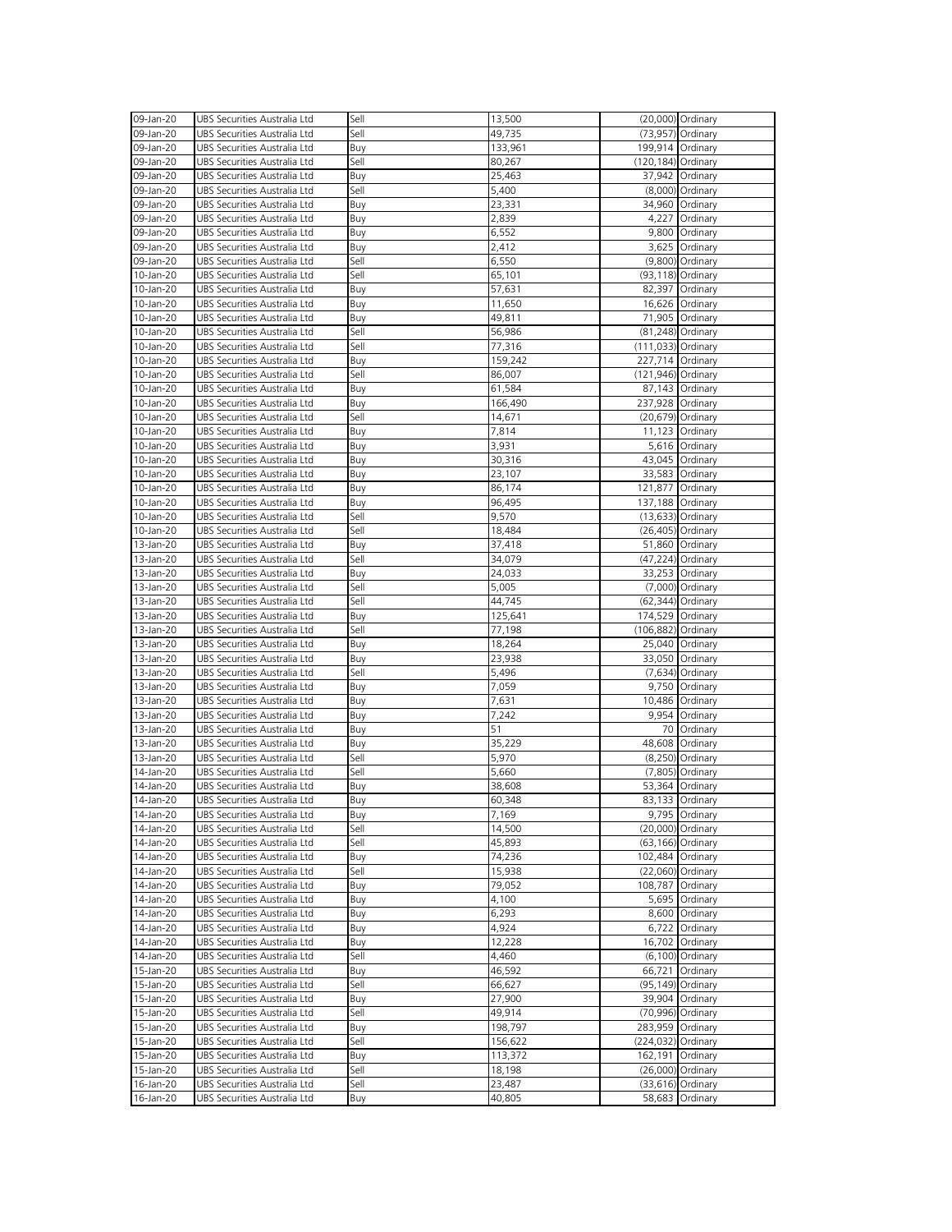| | | | | | |
|---|---|---|---|---|---|
| 09-Jan-20 | UBS Securities Australia Ltd | Sell | 13,500 | (20,000) | Ordinary |
| 09-Jan-20 | UBS Securities Australia Ltd | Sell | 49,735 | (73,957) | Ordinary |
| 09-Jan-20 | UBS Securities Australia Ltd | Buy | 133,961 | 199,914 | Ordinary |
| 09-Jan-20 | UBS Securities Australia Ltd | Sell | 80,267 | (120,184) | Ordinary |
| 09-Jan-20 | UBS Securities Australia Ltd | Buy | 25,463 | 37,942 | Ordinary |
| 09-Jan-20 | UBS Securities Australia Ltd | Sell | 5,400 | (8,000) | Ordinary |
| 09-Jan-20 | UBS Securities Australia Ltd | Buy | 23,331 | 34,960 | Ordinary |
| 09-Jan-20 | UBS Securities Australia Ltd | Buy | 2,839 | 4,227 | Ordinary |
| 09-Jan-20 | UBS Securities Australia Ltd | Buy | 6,552 | 9,800 | Ordinary |
| 09-Jan-20 | UBS Securities Australia Ltd | Buy | 2,412 | 3,625 | Ordinary |
| 09-Jan-20 | UBS Securities Australia Ltd | Sell | 6,550 | (9,800) | Ordinary |
| 10-Jan-20 | UBS Securities Australia Ltd | Sell | 65,101 | (93,118) | Ordinary |
| 10-Jan-20 | UBS Securities Australia Ltd | Buy | 57,631 | 82,397 | Ordinary |
| 10-Jan-20 | UBS Securities Australia Ltd | Buy | 11,650 | 16,626 | Ordinary |
| 10-Jan-20 | UBS Securities Australia Ltd | Buy | 49,811 | 71,905 | Ordinary |
| 10-Jan-20 | UBS Securities Australia Ltd | Sell | 56,986 | (81,248) | Ordinary |
| 10-Jan-20 | UBS Securities Australia Ltd | Sell | 77,316 | (111,033) | Ordinary |
| 10-Jan-20 | UBS Securities Australia Ltd | Buy | 159,242 | 227,714 | Ordinary |
| 10-Jan-20 | UBS Securities Australia Ltd | Sell | 86,007 | (121,946) | Ordinary |
| 10-Jan-20 | UBS Securities Australia Ltd | Buy | 61,584 | 87,143 | Ordinary |
| 10-Jan-20 | UBS Securities Australia Ltd | Buy | 166,490 | 237,928 | Ordinary |
| 10-Jan-20 | UBS Securities Australia Ltd | Sell | 14,671 | (20,679) | Ordinary |
| 10-Jan-20 | UBS Securities Australia Ltd | Buy | 7,814 | 11,123 | Ordinary |
| 10-Jan-20 | UBS Securities Australia Ltd | Buy | 3,931 | 5,616 | Ordinary |
| 10-Jan-20 | UBS Securities Australia Ltd | Buy | 30,316 | 43,045 | Ordinary |
| 10-Jan-20 | UBS Securities Australia Ltd | Buy | 23,107 | 33,583 | Ordinary |
| 10-Jan-20 | UBS Securities Australia Ltd | Buy | 86,174 | 121,877 | Ordinary |
| 10-Jan-20 | UBS Securities Australia Ltd | Buy | 96,495 | 137,188 | Ordinary |
| 10-Jan-20 | UBS Securities Australia Ltd | Sell | 9,570 | (13,633) | Ordinary |
| 10-Jan-20 | UBS Securities Australia Ltd | Sell | 18,484 | (26,405) | Ordinary |
| 13-Jan-20 | UBS Securities Australia Ltd | Buy | 37,418 | 51,860 | Ordinary |
| 13-Jan-20 | UBS Securities Australia Ltd | Sell | 34,079 | (47,224) | Ordinary |
| 13-Jan-20 | UBS Securities Australia Ltd | Buy | 24,033 | 33,253 | Ordinary |
| 13-Jan-20 | UBS Securities Australia Ltd | Sell | 5,005 | (7,000) | Ordinary |
| 13-Jan-20 | UBS Securities Australia Ltd | Sell | 44,745 | (62,344) | Ordinary |
| 13-Jan-20 | UBS Securities Australia Ltd | Buy | 125,641 | 174,529 | Ordinary |
| 13-Jan-20 | UBS Securities Australia Ltd | Sell | 77,198 | (106,882) | Ordinary |
| 13-Jan-20 | UBS Securities Australia Ltd | Buy | 18,264 | 25,040 | Ordinary |
| 13-Jan-20 | UBS Securities Australia Ltd | Buy | 23,938 | 33,050 | Ordinary |
| 13-Jan-20 | UBS Securities Australia Ltd | Sell | 5,496 | (7,634) | Ordinary |
| 13-Jan-20 | UBS Securities Australia Ltd | Buy | 7,059 | 9,750 | Ordinary |
| 13-Jan-20 | UBS Securities Australia Ltd | Buy | 7,631 | 10,486 | Ordinary |
| 13-Jan-20 | UBS Securities Australia Ltd | Buy | 7,242 | 9,954 | Ordinary |
| 13-Jan-20 | UBS Securities Australia Ltd | Buy | 51 | 70 | Ordinary |
| 13-Jan-20 | UBS Securities Australia Ltd | Buy | 35,229 | 48,608 | Ordinary |
| 13-Jan-20 | UBS Securities Australia Ltd | Sell | 5,970 | (8,250) | Ordinary |
| 14-Jan-20 | UBS Securities Australia Ltd | Sell | 5,660 | (7,805) | Ordinary |
| 14-Jan-20 | UBS Securities Australia Ltd | Buy | 38,608 | 53,364 | Ordinary |
| 14-Jan-20 | UBS Securities Australia Ltd | Buy | 60,348 | 83,133 | Ordinary |
| 14-Jan-20 | UBS Securities Australia Ltd | Buy | 7,169 | 9,795 | Ordinary |
| 14-Jan-20 | UBS Securities Australia Ltd | Sell | 14,500 | (20,000) | Ordinary |
| 14-Jan-20 | UBS Securities Australia Ltd | Sell | 45,893 | (63,166) | Ordinary |
| 14-Jan-20 | UBS Securities Australia Ltd | Buy | 74,236 | 102,484 | Ordinary |
| 14-Jan-20 | UBS Securities Australia Ltd | Sell | 15,938 | (22,060) | Ordinary |
| 14-Jan-20 | UBS Securities Australia Ltd | Buy | 79,052 | 108,787 | Ordinary |
| 14-Jan-20 | UBS Securities Australia Ltd | Buy | 4,100 | 5,695 | Ordinary |
| 14-Jan-20 | UBS Securities Australia Ltd | Buy | 6,293 | 8,600 | Ordinary |
| 14-Jan-20 | UBS Securities Australia Ltd | Buy | 4,924 | 6,722 | Ordinary |
| 14-Jan-20 | UBS Securities Australia Ltd | Buy | 12,228 | 16,702 | Ordinary |
| 14-Jan-20 | UBS Securities Australia Ltd | Sell | 4,460 | (6,100) | Ordinary |
| 15-Jan-20 | UBS Securities Australia Ltd | Buy | 46,592 | 66,721 | Ordinary |
| 15-Jan-20 | UBS Securities Australia Ltd | Sell | 66,627 | (95,149) | Ordinary |
| 15-Jan-20 | UBS Securities Australia Ltd | Buy | 27,900 | 39,904 | Ordinary |
| 15-Jan-20 | UBS Securities Australia Ltd | Sell | 49,914 | (70,996) | Ordinary |
| 15-Jan-20 | UBS Securities Australia Ltd | Buy | 198,797 | 283,959 | Ordinary |
| 15-Jan-20 | UBS Securities Australia Ltd | Sell | 156,622 | (224,032) | Ordinary |
| 15-Jan-20 | UBS Securities Australia Ltd | Buy | 113,372 | 162,191 | Ordinary |
| 15-Jan-20 | UBS Securities Australia Ltd | Sell | 18,198 | (26,000) | Ordinary |
| 16-Jan-20 | UBS Securities Australia Ltd | Sell | 23,487 | (33,616) | Ordinary |
| 16-Jan-20 | UBS Securities Australia Ltd | Buy | 40,805 | 58,683 | Ordinary |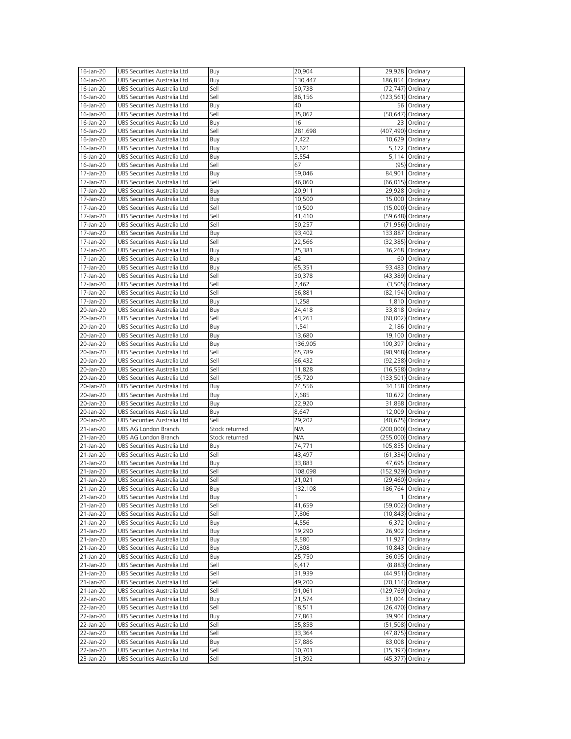| | | | | | |
|---|---|---|---|---|---|
| 16-Jan-20 | UBS Securities Australia Ltd | Buy | 20,904 | 29,928 | Ordinary |
| 16-Jan-20 | UBS Securities Australia Ltd | Buy | 130,447 | 186,854 | Ordinary |
| 16-Jan-20 | UBS Securities Australia Ltd | Sell | 50,738 | (72,747) | Ordinary |
| 16-Jan-20 | UBS Securities Australia Ltd | Sell | 86,156 | (123,561) | Ordinary |
| 16-Jan-20 | UBS Securities Australia Ltd | Buy | 40 | 56 | Ordinary |
| 16-Jan-20 | UBS Securities Australia Ltd | Sell | 35,062 | (50,647) | Ordinary |
| 16-Jan-20 | UBS Securities Australia Ltd | Buy | 16 | 23 | Ordinary |
| 16-Jan-20 | UBS Securities Australia Ltd | Sell | 281,698 | (407,490) | Ordinary |
| 16-Jan-20 | UBS Securities Australia Ltd | Buy | 7,422 | 10,629 | Ordinary |
| 16-Jan-20 | UBS Securities Australia Ltd | Buy | 3,621 | 5,172 | Ordinary |
| 16-Jan-20 | UBS Securities Australia Ltd | Buy | 3,554 | 5,114 | Ordinary |
| 16-Jan-20 | UBS Securities Australia Ltd | Sell | 67 | (95) | Ordinary |
| 17-Jan-20 | UBS Securities Australia Ltd | Buy | 59,046 | 84,901 | Ordinary |
| 17-Jan-20 | UBS Securities Australia Ltd | Sell | 46,060 | (66,015) | Ordinary |
| 17-Jan-20 | UBS Securities Australia Ltd | Buy | 20,911 | 29,928 | Ordinary |
| 17-Jan-20 | UBS Securities Australia Ltd | Buy | 10,500 | 15,000 | Ordinary |
| 17-Jan-20 | UBS Securities Australia Ltd | Sell | 10,500 | (15,000) | Ordinary |
| 17-Jan-20 | UBS Securities Australia Ltd | Sell | 41,410 | (59,648) | Ordinary |
| 17-Jan-20 | UBS Securities Australia Ltd | Sell | 50,257 | (71,956) | Ordinary |
| 17-Jan-20 | UBS Securities Australia Ltd | Buy | 93,402 | 133,887 | Ordinary |
| 17-Jan-20 | UBS Securities Australia Ltd | Sell | 22,566 | (32,385) | Ordinary |
| 17-Jan-20 | UBS Securities Australia Ltd | Buy | 25,381 | 36,268 | Ordinary |
| 17-Jan-20 | UBS Securities Australia Ltd | Buy | 42 | 60 | Ordinary |
| 17-Jan-20 | UBS Securities Australia Ltd | Buy | 65,351 | 93,483 | Ordinary |
| 17-Jan-20 | UBS Securities Australia Ltd | Sell | 30,378 | (43,389) | Ordinary |
| 17-Jan-20 | UBS Securities Australia Ltd | Sell | 2,462 | (3,505) | Ordinary |
| 17-Jan-20 | UBS Securities Australia Ltd | Sell | 56,881 | (82,194) | Ordinary |
| 17-Jan-20 | UBS Securities Australia Ltd | Buy | 1,258 | 1,810 | Ordinary |
| 20-Jan-20 | UBS Securities Australia Ltd | Buy | 24,418 | 33,818 | Ordinary |
| 20-Jan-20 | UBS Securities Australia Ltd | Sell | 43,263 | (60,002) | Ordinary |
| 20-Jan-20 | UBS Securities Australia Ltd | Buy | 1,541 | 2,186 | Ordinary |
| 20-Jan-20 | UBS Securities Australia Ltd | Buy | 13,680 | 19,100 | Ordinary |
| 20-Jan-20 | UBS Securities Australia Ltd | Buy | 136,905 | 190,397 | Ordinary |
| 20-Jan-20 | UBS Securities Australia Ltd | Sell | 65,789 | (90,968) | Ordinary |
| 20-Jan-20 | UBS Securities Australia Ltd | Sell | 66,432 | (92,258) | Ordinary |
| 20-Jan-20 | UBS Securities Australia Ltd | Sell | 11,828 | (16,558) | Ordinary |
| 20-Jan-20 | UBS Securities Australia Ltd | Sell | 95,720 | (133,501) | Ordinary |
| 20-Jan-20 | UBS Securities Australia Ltd | Buy | 24,556 | 34,158 | Ordinary |
| 20-Jan-20 | UBS Securities Australia Ltd | Buy | 7,685 | 10,672 | Ordinary |
| 20-Jan-20 | UBS Securities Australia Ltd | Buy | 22,920 | 31,868 | Ordinary |
| 20-Jan-20 | UBS Securities Australia Ltd | Buy | 8,647 | 12,009 | Ordinary |
| 20-Jan-20 | UBS Securities Australia Ltd | Sell | 29,202 | (40,625) | Ordinary |
| 21-Jan-20 | UBS AG London Branch | Stock returned | N/A | (200,000) | Ordinary |
| 21-Jan-20 | UBS AG London Branch | Stock returned | N/A | (255,000) | Ordinary |
| 21-Jan-20 | UBS Securities Australia Ltd | Buy | 74,771 | 105,855 | Ordinary |
| 21-Jan-20 | UBS Securities Australia Ltd | Sell | 43,497 | (61,334) | Ordinary |
| 21-Jan-20 | UBS Securities Australia Ltd | Buy | 33,883 | 47,695 | Ordinary |
| 21-Jan-20 | UBS Securities Australia Ltd | Sell | 108,098 | (152,929) | Ordinary |
| 21-Jan-20 | UBS Securities Australia Ltd | Sell | 21,021 | (29,460) | Ordinary |
| 21-Jan-20 | UBS Securities Australia Ltd | Buy | 132,108 | 186,764 | Ordinary |
| 21-Jan-20 | UBS Securities Australia Ltd | Buy | 1 | 1 | Ordinary |
| 21-Jan-20 | UBS Securities Australia Ltd | Sell | 41,659 | (59,002) | Ordinary |
| 21-Jan-20 | UBS Securities Australia Ltd | Sell | 7,806 | (10,843) | Ordinary |
| 21-Jan-20 | UBS Securities Australia Ltd | Buy | 4,556 | 6,372 | Ordinary |
| 21-Jan-20 | UBS Securities Australia Ltd | Buy | 19,290 | 26,902 | Ordinary |
| 21-Jan-20 | UBS Securities Australia Ltd | Buy | 8,580 | 11,927 | Ordinary |
| 21-Jan-20 | UBS Securities Australia Ltd | Buy | 7,808 | 10,843 | Ordinary |
| 21-Jan-20 | UBS Securities Australia Ltd | Buy | 25,750 | 36,095 | Ordinary |
| 21-Jan-20 | UBS Securities Australia Ltd | Sell | 6,417 | (8,883) | Ordinary |
| 21-Jan-20 | UBS Securities Australia Ltd | Sell | 31,939 | (44,951) | Ordinary |
| 21-Jan-20 | UBS Securities Australia Ltd | Sell | 49,200 | (70,114) | Ordinary |
| 21-Jan-20 | UBS Securities Australia Ltd | Sell | 91,061 | (129,769) | Ordinary |
| 22-Jan-20 | UBS Securities Australia Ltd | Buy | 21,574 | 31,004 | Ordinary |
| 22-Jan-20 | UBS Securities Australia Ltd | Sell | 18,511 | (26,470) | Ordinary |
| 22-Jan-20 | UBS Securities Australia Ltd | Buy | 27,863 | 39,904 | Ordinary |
| 22-Jan-20 | UBS Securities Australia Ltd | Sell | 35,858 | (51,508) | Ordinary |
| 22-Jan-20 | UBS Securities Australia Ltd | Sell | 33,364 | (47,875) | Ordinary |
| 22-Jan-20 | UBS Securities Australia Ltd | Buy | 57,886 | 83,008 | Ordinary |
| 22-Jan-20 | UBS Securities Australia Ltd | Sell | 10,701 | (15,397) | Ordinary |
| 23-Jan-20 | UBS Securities Australia Ltd | Sell | 31,392 | (45,377) | Ordinary |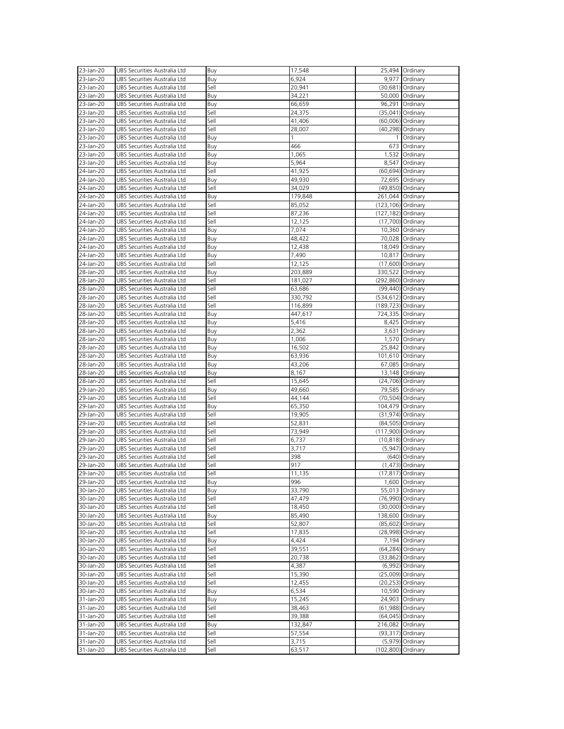| | | | | | |
|---|---|---|---|---|---|
| 23-Jan-20 | UBS Securities Australia Ltd | Buy | 17,548 | 25,494 | Ordinary |
| 23-Jan-20 | UBS Securities Australia Ltd | Buy | 6,924 | 9,977 | Ordinary |
| 23-Jan-20 | UBS Securities Australia Ltd | Sell | 20,941 | (30,681) | Ordinary |
| 23-Jan-20 | UBS Securities Australia Ltd | Buy | 34,221 | 50,000 | Ordinary |
| 23-Jan-20 | UBS Securities Australia Ltd | Buy | 66,659 | 96,291 | Ordinary |
| 23-Jan-20 | UBS Securities Australia Ltd | Sell | 24,375 | (35,041) | Ordinary |
| 23-Jan-20 | UBS Securities Australia Ltd | Sell | 41,406 | (60,006) | Ordinary |
| 23-Jan-20 | UBS Securities Australia Ltd | Sell | 28,007 | (40,298) | Ordinary |
| 23-Jan-20 | UBS Securities Australia Ltd | Buy | 1 | 1 | Ordinary |
| 23-Jan-20 | UBS Securities Australia Ltd | Buy | 466 | 673 | Ordinary |
| 23-Jan-20 | UBS Securities Australia Ltd | Buy | 1,065 | 1,532 | Ordinary |
| 23-Jan-20 | UBS Securities Australia Ltd | Buy | 5,964 | 8,547 | Ordinary |
| 24-Jan-20 | UBS Securities Australia Ltd | Sell | 41,925 | (60,694) | Ordinary |
| 24-Jan-20 | UBS Securities Australia Ltd | Buy | 49,930 | 72,695 | Ordinary |
| 24-Jan-20 | UBS Securities Australia Ltd | Sell | 34,029 | (49,850) | Ordinary |
| 24-Jan-20 | UBS Securities Australia Ltd | Buy | 179,848 | 261,044 | Ordinary |
| 24-Jan-20 | UBS Securities Australia Ltd | Sell | 85,052 | (123,106) | Ordinary |
| 24-Jan-20 | UBS Securities Australia Ltd | Sell | 87,236 | (127,182) | Ordinary |
| 24-Jan-20 | UBS Securities Australia Ltd | Sell | 12,125 | (17,700) | Ordinary |
| 24-Jan-20 | UBS Securities Australia Ltd | Buy | 7,074 | 10,360 | Ordinary |
| 24-Jan-20 | UBS Securities Australia Ltd | Buy | 48,422 | 70,028 | Ordinary |
| 24-Jan-20 | UBS Securities Australia Ltd | Buy | 12,438 | 18,049 | Ordinary |
| 24-Jan-20 | UBS Securities Australia Ltd | Buy | 7,490 | 10,817 | Ordinary |
| 24-Jan-20 | UBS Securities Australia Ltd | Sell | 12,125 | (17,600) | Ordinary |
| 28-Jan-20 | UBS Securities Australia Ltd | Buy | 203,889 | 330,522 | Ordinary |
| 28-Jan-20 | UBS Securities Australia Ltd | Sell | 181,027 | (292,860) | Ordinary |
| 28-Jan-20 | UBS Securities Australia Ltd | Sell | 63,686 | (99,440) | Ordinary |
| 28-Jan-20 | UBS Securities Australia Ltd | Sell | 330,792 | (534,612) | Ordinary |
| 28-Jan-20 | UBS Securities Australia Ltd | Sell | 116,899 | (189,723) | Ordinary |
| 28-Jan-20 | UBS Securities Australia Ltd | Buy | 447,617 | 724,335 | Ordinary |
| 28-Jan-20 | UBS Securities Australia Ltd | Buy | 5,416 | 8,425 | Ordinary |
| 28-Jan-20 | UBS Securities Australia Ltd | Buy | 2,362 | 3,631 | Ordinary |
| 28-Jan-20 | UBS Securities Australia Ltd | Buy | 1,006 | 1,570 | Ordinary |
| 28-Jan-20 | UBS Securities Australia Ltd | Buy | 16,502 | 25,842 | Ordinary |
| 28-Jan-20 | UBS Securities Australia Ltd | Buy | 63,936 | 101,610 | Ordinary |
| 28-Jan-20 | UBS Securities Australia Ltd | Buy | 43,206 | 67,085 | Ordinary |
| 28-Jan-20 | UBS Securities Australia Ltd | Buy | 8,167 | 13,148 | Ordinary |
| 28-Jan-20 | UBS Securities Australia Ltd | Sell | 15,645 | (24,706) | Ordinary |
| 29-Jan-20 | UBS Securities Australia Ltd | Buy | 49,660 | 79,585 | Ordinary |
| 29-Jan-20 | UBS Securities Australia Ltd | Sell | 44,144 | (70,504) | Ordinary |
| 29-Jan-20 | UBS Securities Australia Ltd | Buy | 65,350 | 104,479 | Ordinary |
| 29-Jan-20 | UBS Securities Australia Ltd | Sell | 19,905 | (31,974) | Ordinary |
| 29-Jan-20 | UBS Securities Australia Ltd | Sell | 52,831 | (84,505) | Ordinary |
| 29-Jan-20 | UBS Securities Australia Ltd | Sell | 73,949 | (117,900) | Ordinary |
| 29-Jan-20 | UBS Securities Australia Ltd | Sell | 6,737 | (10,818) | Ordinary |
| 29-Jan-20 | UBS Securities Australia Ltd | Sell | 3,717 | (5,947) | Ordinary |
| 29-Jan-20 | UBS Securities Australia Ltd | Sell | 398 | (640) | Ordinary |
| 29-Jan-20 | UBS Securities Australia Ltd | Sell | 917 | (1,473) | Ordinary |
| 29-Jan-20 | UBS Securities Australia Ltd | Sell | 11,135 | (17,817) | Ordinary |
| 29-Jan-20 | UBS Securities Australia Ltd | Buy | 996 | 1,600 | Ordinary |
| 30-Jan-20 | UBS Securities Australia Ltd | Buy | 33,790 | 55,013 | Ordinary |
| 30-Jan-20 | UBS Securities Australia Ltd | Sell | 47,479 | (76,990) | Ordinary |
| 30-Jan-20 | UBS Securities Australia Ltd | Sell | 18,450 | (30,000) | Ordinary |
| 30-Jan-20 | UBS Securities Australia Ltd | Buy | 85,490 | 138,600 | Ordinary |
| 30-Jan-20 | UBS Securities Australia Ltd | Sell | 52,807 | (85,602) | Ordinary |
| 30-Jan-20 | UBS Securities Australia Ltd | Sell | 17,835 | (28,998) | Ordinary |
| 30-Jan-20 | UBS Securities Australia Ltd | Buy | 4,424 | 7,194 | Ordinary |
| 30-Jan-20 | UBS Securities Australia Ltd | Sell | 39,551 | (64,284) | Ordinary |
| 30-Jan-20 | UBS Securities Australia Ltd | Sell | 20,738 | (33,862) | Ordinary |
| 30-Jan-20 | UBS Securities Australia Ltd | Sell | 4,387 | (6,992) | Ordinary |
| 30-Jan-20 | UBS Securities Australia Ltd | Sell | 15,390 | (25,009) | Ordinary |
| 30-Jan-20 | UBS Securities Australia Ltd | Sell | 12,455 | (20,253) | Ordinary |
| 30-Jan-20 | UBS Securities Australia Ltd | Buy | 6,534 | 10,590 | Ordinary |
| 31-Jan-20 | UBS Securities Australia Ltd | Buy | 15,245 | 24,903 | Ordinary |
| 31-Jan-20 | UBS Securities Australia Ltd | Sell | 38,463 | (61,988) | Ordinary |
| 31-Jan-20 | UBS Securities Australia Ltd | Sell | 39,388 | (64,045) | Ordinary |
| 31-Jan-20 | UBS Securities Australia Ltd | Buy | 132,847 | 216,082 | Ordinary |
| 31-Jan-20 | UBS Securities Australia Ltd | Sell | 57,554 | (93,317) | Ordinary |
| 31-Jan-20 | UBS Securities Australia Ltd | Sell | 3,715 | (5,979) | Ordinary |
| 31-Jan-20 | UBS Securities Australia Ltd | Sell | 63,517 | (102,800) | Ordinary |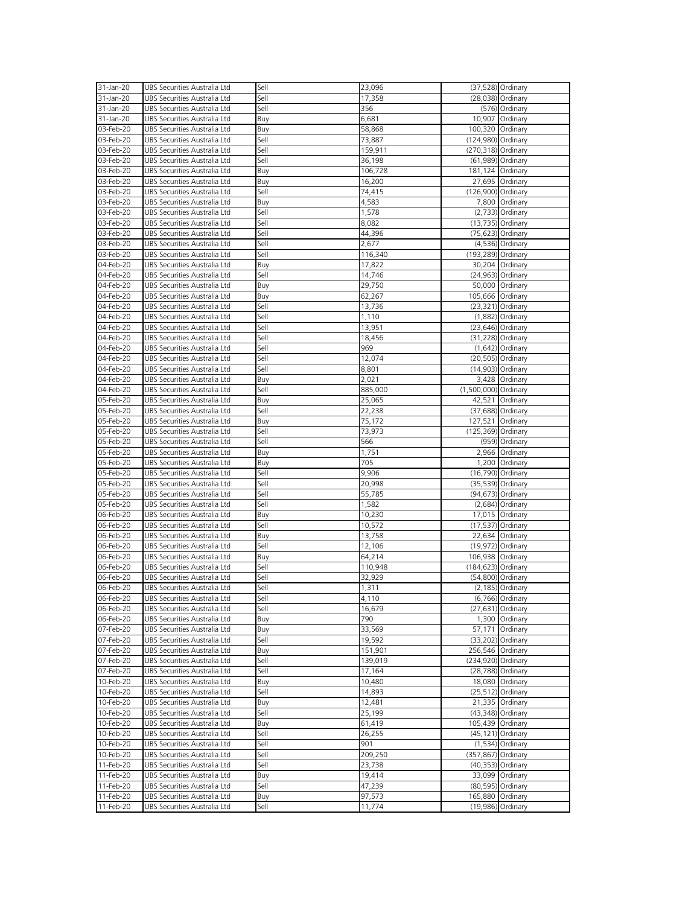| | | | | | |
|---|---|---|---|---|---|
| 31-Jan-20 | UBS Securities Australia Ltd | Sell | 23,096 | (37,528) | Ordinary |
| 31-Jan-20 | UBS Securities Australia Ltd | Sell | 17,358 | (28,038) | Ordinary |
| 31-Jan-20 | UBS Securities Australia Ltd | Sell | 356 | (576) | Ordinary |
| 31-Jan-20 | UBS Securities Australia Ltd | Buy | 6,681 | 10,907 | Ordinary |
| 03-Feb-20 | UBS Securities Australia Ltd | Buy | 58,868 | 100,320 | Ordinary |
| 03-Feb-20 | UBS Securities Australia Ltd | Sell | 73,887 | (124,980) | Ordinary |
| 03-Feb-20 | UBS Securities Australia Ltd | Sell | 159,911 | (270,318) | Ordinary |
| 03-Feb-20 | UBS Securities Australia Ltd | Sell | 36,198 | (61,989) | Ordinary |
| 03-Feb-20 | UBS Securities Australia Ltd | Buy | 106,728 | 181,124 | Ordinary |
| 03-Feb-20 | UBS Securities Australia Ltd | Buy | 16,200 | 27,695 | Ordinary |
| 03-Feb-20 | UBS Securities Australia Ltd | Sell | 74,415 | (126,900) | Ordinary |
| 03-Feb-20 | UBS Securities Australia Ltd | Buy | 4,583 | 7,800 | Ordinary |
| 03-Feb-20 | UBS Securities Australia Ltd | Sell | 1,578 | (2,733) | Ordinary |
| 03-Feb-20 | UBS Securities Australia Ltd | Sell | 8,082 | (13,735) | Ordinary |
| 03-Feb-20 | UBS Securities Australia Ltd | Sell | 44,396 | (75,623) | Ordinary |
| 03-Feb-20 | UBS Securities Australia Ltd | Sell | 2,677 | (4,536) | Ordinary |
| 03-Feb-20 | UBS Securities Australia Ltd | Sell | 116,340 | (193,289) | Ordinary |
| 04-Feb-20 | UBS Securities Australia Ltd | Buy | 17,822 | 30,204 | Ordinary |
| 04-Feb-20 | UBS Securities Australia Ltd | Sell | 14,746 | (24,963) | Ordinary |
| 04-Feb-20 | UBS Securities Australia Ltd | Buy | 29,750 | 50,000 | Ordinary |
| 04-Feb-20 | UBS Securities Australia Ltd | Buy | 62,267 | 105,666 | Ordinary |
| 04-Feb-20 | UBS Securities Australia Ltd | Sell | 13,736 | (23,321) | Ordinary |
| 04-Feb-20 | UBS Securities Australia Ltd | Sell | 1,110 | (1,882) | Ordinary |
| 04-Feb-20 | UBS Securities Australia Ltd | Sell | 13,951 | (23,646) | Ordinary |
| 04-Feb-20 | UBS Securities Australia Ltd | Sell | 18,456 | (31,228) | Ordinary |
| 04-Feb-20 | UBS Securities Australia Ltd | Sell | 969 | (1,642) | Ordinary |
| 04-Feb-20 | UBS Securities Australia Ltd | Sell | 12,074 | (20,505) | Ordinary |
| 04-Feb-20 | UBS Securities Australia Ltd | Sell | 8,801 | (14,903) | Ordinary |
| 04-Feb-20 | UBS Securities Australia Ltd | Buy | 2,021 | 3,428 | Ordinary |
| 04-Feb-20 | UBS Securities Australia Ltd | Sell | 885,000 | (1,500,000) | Ordinary |
| 05-Feb-20 | UBS Securities Australia Ltd | Buy | 25,065 | 42,521 | Ordinary |
| 05-Feb-20 | UBS Securities Australia Ltd | Sell | 22,238 | (37,688) | Ordinary |
| 05-Feb-20 | UBS Securities Australia Ltd | Buy | 75,172 | 127,521 | Ordinary |
| 05-Feb-20 | UBS Securities Australia Ltd | Sell | 73,973 | (125,369) | Ordinary |
| 05-Feb-20 | UBS Securities Australia Ltd | Sell | 566 | (959) | Ordinary |
| 05-Feb-20 | UBS Securities Australia Ltd | Buy | 1,751 | 2,966 | Ordinary |
| 05-Feb-20 | UBS Securities Australia Ltd | Buy | 705 | 1,200 | Ordinary |
| 05-Feb-20 | UBS Securities Australia Ltd | Sell | 9,906 | (16,790) | Ordinary |
| 05-Feb-20 | UBS Securities Australia Ltd | Sell | 20,998 | (35,539) | Ordinary |
| 05-Feb-20 | UBS Securities Australia Ltd | Sell | 55,785 | (94,673) | Ordinary |
| 05-Feb-20 | UBS Securities Australia Ltd | Sell | 1,582 | (2,684) | Ordinary |
| 06-Feb-20 | UBS Securities Australia Ltd | Buy | 10,230 | 17,015 | Ordinary |
| 06-Feb-20 | UBS Securities Australia Ltd | Sell | 10,572 | (17,537) | Ordinary |
| 06-Feb-20 | UBS Securities Australia Ltd | Buy | 13,758 | 22,634 | Ordinary |
| 06-Feb-20 | UBS Securities Australia Ltd | Sell | 12,106 | (19,972) | Ordinary |
| 06-Feb-20 | UBS Securities Australia Ltd | Buy | 64,214 | 106,938 | Ordinary |
| 06-Feb-20 | UBS Securities Australia Ltd | Sell | 110,948 | (184,623) | Ordinary |
| 06-Feb-20 | UBS Securities Australia Ltd | Sell | 32,929 | (54,800) | Ordinary |
| 06-Feb-20 | UBS Securities Australia Ltd | Sell | 1,311 | (2,185) | Ordinary |
| 06-Feb-20 | UBS Securities Australia Ltd | Sell | 4,110 | (6,766) | Ordinary |
| 06-Feb-20 | UBS Securities Australia Ltd | Sell | 16,679 | (27,631) | Ordinary |
| 06-Feb-20 | UBS Securities Australia Ltd | Buy | 790 | 1,300 | Ordinary |
| 07-Feb-20 | UBS Securities Australia Ltd | Buy | 33,569 | 57,171 | Ordinary |
| 07-Feb-20 | UBS Securities Australia Ltd | Sell | 19,592 | (33,202) | Ordinary |
| 07-Feb-20 | UBS Securities Australia Ltd | Buy | 151,901 | 256,546 | Ordinary |
| 07-Feb-20 | UBS Securities Australia Ltd | Sell | 139,019 | (234,920) | Ordinary |
| 07-Feb-20 | UBS Securities Australia Ltd | Sell | 17,164 | (28,788) | Ordinary |
| 10-Feb-20 | UBS Securities Australia Ltd | Buy | 10,480 | 18,080 | Ordinary |
| 10-Feb-20 | UBS Securities Australia Ltd | Sell | 14,893 | (25,512) | Ordinary |
| 10-Feb-20 | UBS Securities Australia Ltd | Buy | 12,481 | 21,335 | Ordinary |
| 10-Feb-20 | UBS Securities Australia Ltd | Sell | 25,199 | (43,348) | Ordinary |
| 10-Feb-20 | UBS Securities Australia Ltd | Buy | 61,419 | 105,439 | Ordinary |
| 10-Feb-20 | UBS Securities Australia Ltd | Sell | 26,255 | (45,121) | Ordinary |
| 10-Feb-20 | UBS Securities Australia Ltd | Sell | 901 | (1,534) | Ordinary |
| 10-Feb-20 | UBS Securities Australia Ltd | Sell | 209,250 | (357,867) | Ordinary |
| 11-Feb-20 | UBS Securities Australia Ltd | Sell | 23,738 | (40,353) | Ordinary |
| 11-Feb-20 | UBS Securities Australia Ltd | Buy | 19,414 | 33,099 | Ordinary |
| 11-Feb-20 | UBS Securities Australia Ltd | Sell | 47,239 | (80,595) | Ordinary |
| 11-Feb-20 | UBS Securities Australia Ltd | Buy | 97,573 | 165,880 | Ordinary |
| 11-Feb-20 | UBS Securities Australia Ltd | Sell | 11,774 | (19,986) | Ordinary |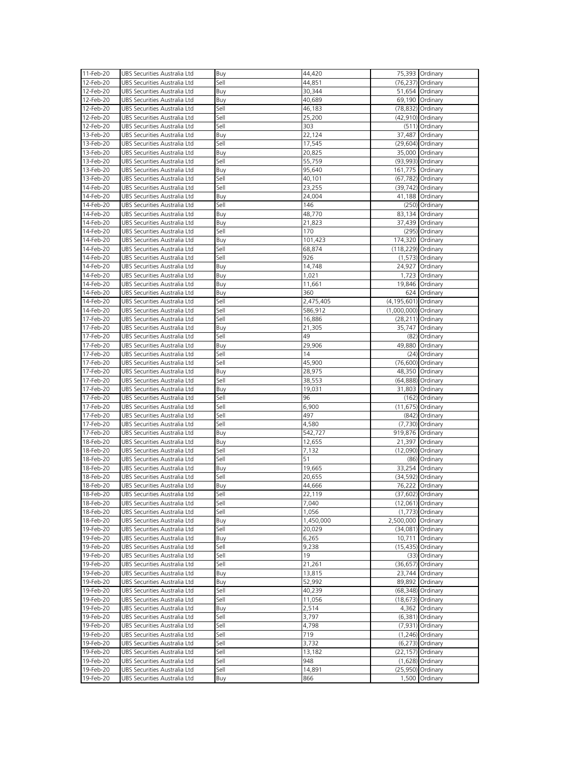| | | | | | |
|---|---|---|---|---|---|
| 11-Feb-20 | UBS Securities Australia Ltd | Buy | 44,420 | 75,393 | Ordinary |
| 12-Feb-20 | UBS Securities Australia Ltd | Sell | 44,851 | (76,237) | Ordinary |
| 12-Feb-20 | UBS Securities Australia Ltd | Buy | 30,344 | 51,654 | Ordinary |
| 12-Feb-20 | UBS Securities Australia Ltd | Buy | 40,689 | 69,190 | Ordinary |
| 12-Feb-20 | UBS Securities Australia Ltd | Sell | 46,183 | (78,832) | Ordinary |
| 12-Feb-20 | UBS Securities Australia Ltd | Sell | 25,200 | (42,910) | Ordinary |
| 12-Feb-20 | UBS Securities Australia Ltd | Sell | 303 | (511) | Ordinary |
| 13-Feb-20 | UBS Securities Australia Ltd | Buy | 22,124 | 37,487 | Ordinary |
| 13-Feb-20 | UBS Securities Australia Ltd | Sell | 17,545 | (29,604) | Ordinary |
| 13-Feb-20 | UBS Securities Australia Ltd | Buy | 20,825 | 35,000 | Ordinary |
| 13-Feb-20 | UBS Securities Australia Ltd | Sell | 55,759 | (93,993) | Ordinary |
| 13-Feb-20 | UBS Securities Australia Ltd | Buy | 95,640 | 161,775 | Ordinary |
| 13-Feb-20 | UBS Securities Australia Ltd | Sell | 40,101 | (67,782) | Ordinary |
| 14-Feb-20 | UBS Securities Australia Ltd | Sell | 23,255 | (39,742) | Ordinary |
| 14-Feb-20 | UBS Securities Australia Ltd | Buy | 24,004 | 41,188 | Ordinary |
| 14-Feb-20 | UBS Securities Australia Ltd | Sell | 146 | (250) | Ordinary |
| 14-Feb-20 | UBS Securities Australia Ltd | Buy | 48,770 | 83,134 | Ordinary |
| 14-Feb-20 | UBS Securities Australia Ltd | Buy | 21,823 | 37,439 | Ordinary |
| 14-Feb-20 | UBS Securities Australia Ltd | Sell | 170 | (295) | Ordinary |
| 14-Feb-20 | UBS Securities Australia Ltd | Buy | 101,423 | 174,320 | Ordinary |
| 14-Feb-20 | UBS Securities Australia Ltd | Sell | 68,874 | (118,229) | Ordinary |
| 14-Feb-20 | UBS Securities Australia Ltd | Sell | 926 | (1,573) | Ordinary |
| 14-Feb-20 | UBS Securities Australia Ltd | Buy | 14,748 | 24,927 | Ordinary |
| 14-Feb-20 | UBS Securities Australia Ltd | Buy | 1,021 | 1,723 | Ordinary |
| 14-Feb-20 | UBS Securities Australia Ltd | Buy | 11,661 | 19,846 | Ordinary |
| 14-Feb-20 | UBS Securities Australia Ltd | Buy | 360 | 624 | Ordinary |
| 14-Feb-20 | UBS Securities Australia Ltd | Sell | 2,475,405 | (4,195,601) | Ordinary |
| 14-Feb-20 | UBS Securities Australia Ltd | Sell | 586,912 | (1,000,000) | Ordinary |
| 17-Feb-20 | UBS Securities Australia Ltd | Sell | 16,886 | (28,211) | Ordinary |
| 17-Feb-20 | UBS Securities Australia Ltd | Buy | 21,305 | 35,747 | Ordinary |
| 17-Feb-20 | UBS Securities Australia Ltd | Sell | 49 | (82) | Ordinary |
| 17-Feb-20 | UBS Securities Australia Ltd | Buy | 29,906 | 49,880 | Ordinary |
| 17-Feb-20 | UBS Securities Australia Ltd | Sell | 14 | (24) | Ordinary |
| 17-Feb-20 | UBS Securities Australia Ltd | Sell | 45,900 | (76,600) | Ordinary |
| 17-Feb-20 | UBS Securities Australia Ltd | Buy | 28,975 | 48,350 | Ordinary |
| 17-Feb-20 | UBS Securities Australia Ltd | Sell | 38,553 | (64,888) | Ordinary |
| 17-Feb-20 | UBS Securities Australia Ltd | Buy | 19,031 | 31,803 | Ordinary |
| 17-Feb-20 | UBS Securities Australia Ltd | Sell | 96 | (162) | Ordinary |
| 17-Feb-20 | UBS Securities Australia Ltd | Sell | 6,900 | (11,675) | Ordinary |
| 17-Feb-20 | UBS Securities Australia Ltd | Sell | 497 | (842) | Ordinary |
| 17-Feb-20 | UBS Securities Australia Ltd | Sell | 4,580 | (7,730) | Ordinary |
| 17-Feb-20 | UBS Securities Australia Ltd | Buy | 542,727 | 919,876 | Ordinary |
| 18-Feb-20 | UBS Securities Australia Ltd | Buy | 12,655 | 21,397 | Ordinary |
| 18-Feb-20 | UBS Securities Australia Ltd | Sell | 7,132 | (12,090) | Ordinary |
| 18-Feb-20 | UBS Securities Australia Ltd | Sell | 51 | (86) | Ordinary |
| 18-Feb-20 | UBS Securities Australia Ltd | Buy | 19,665 | 33,254 | Ordinary |
| 18-Feb-20 | UBS Securities Australia Ltd | Sell | 20,655 | (34,592) | Ordinary |
| 18-Feb-20 | UBS Securities Australia Ltd | Buy | 44,666 | 76,222 | Ordinary |
| 18-Feb-20 | UBS Securities Australia Ltd | Sell | 22,119 | (37,602) | Ordinary |
| 18-Feb-20 | UBS Securities Australia Ltd | Sell | 7,040 | (12,061) | Ordinary |
| 18-Feb-20 | UBS Securities Australia Ltd | Sell | 1,056 | (1,773) | Ordinary |
| 18-Feb-20 | UBS Securities Australia Ltd | Buy | 1,450,000 | 2,500,000 | Ordinary |
| 19-Feb-20 | UBS Securities Australia Ltd | Sell | 20,029 | (34,081) | Ordinary |
| 19-Feb-20 | UBS Securities Australia Ltd | Buy | 6,265 | 10,711 | Ordinary |
| 19-Feb-20 | UBS Securities Australia Ltd | Sell | 9,238 | (15,435) | Ordinary |
| 19-Feb-20 | UBS Securities Australia Ltd | Sell | 19 | (33) | Ordinary |
| 19-Feb-20 | UBS Securities Australia Ltd | Sell | 21,261 | (36,657) | Ordinary |
| 19-Feb-20 | UBS Securities Australia Ltd | Buy | 13,815 | 23,744 | Ordinary |
| 19-Feb-20 | UBS Securities Australia Ltd | Buy | 52,992 | 89,892 | Ordinary |
| 19-Feb-20 | UBS Securities Australia Ltd | Sell | 40,239 | (68,348) | Ordinary |
| 19-Feb-20 | UBS Securities Australia Ltd | Sell | 11,056 | (18,673) | Ordinary |
| 19-Feb-20 | UBS Securities Australia Ltd | Buy | 2,514 | 4,362 | Ordinary |
| 19-Feb-20 | UBS Securities Australia Ltd | Sell | 3,797 | (6,381) | Ordinary |
| 19-Feb-20 | UBS Securities Australia Ltd | Sell | 4,798 | (7,931) | Ordinary |
| 19-Feb-20 | UBS Securities Australia Ltd | Sell | 719 | (1,246) | Ordinary |
| 19-Feb-20 | UBS Securities Australia Ltd | Sell | 3,732 | (6,273) | Ordinary |
| 19-Feb-20 | UBS Securities Australia Ltd | Sell | 13,182 | (22,157) | Ordinary |
| 19-Feb-20 | UBS Securities Australia Ltd | Sell | 948 | (1,628) | Ordinary |
| 19-Feb-20 | UBS Securities Australia Ltd | Sell | 14,891 | (25,950) | Ordinary |
| 19-Feb-20 | UBS Securities Australia Ltd | Buy | 866 | 1,500 | Ordinary |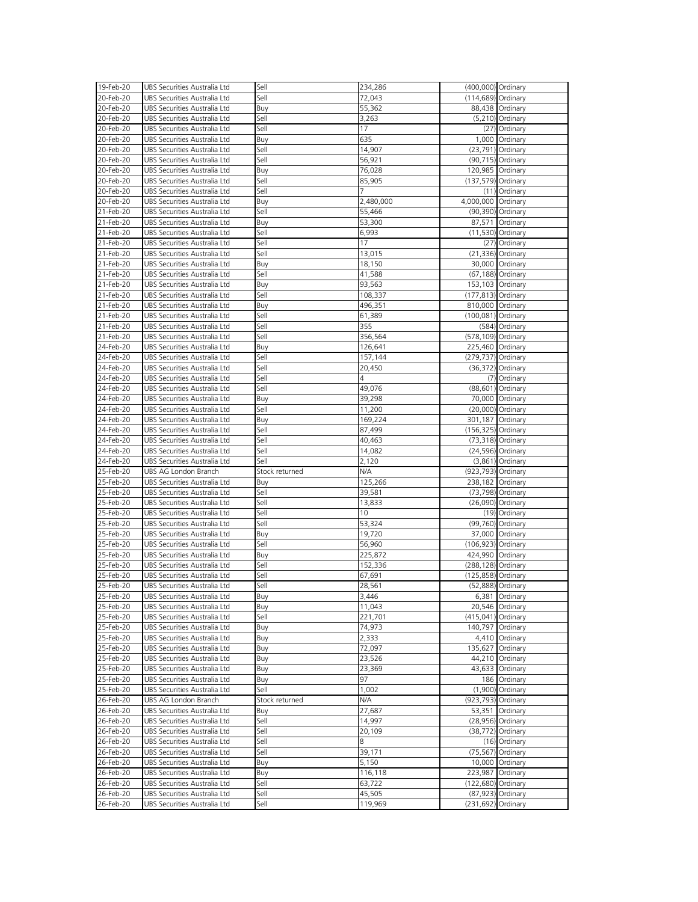| 19-Feb-20 | UBS Securities Australia Ltd | Sell | 234,286 | (400,000) | Ordinary |
|---|---|---|---|---|---|
| 20-Feb-20 | UBS Securities Australia Ltd | Sell | 72,043 | (114,689) | Ordinary |
| 20-Feb-20 | UBS Securities Australia Ltd | Buy | 55,362 | 88,438 | Ordinary |
| 20-Feb-20 | UBS Securities Australia Ltd | Sell | 3,263 | (5,210) | Ordinary |
| 20-Feb-20 | UBS Securities Australia Ltd | Sell | 17 | (27) | Ordinary |
| 20-Feb-20 | UBS Securities Australia Ltd | Buy | 635 | 1,000 | Ordinary |
| 20-Feb-20 | UBS Securities Australia Ltd | Sell | 14,907 | (23,791) | Ordinary |
| 20-Feb-20 | UBS Securities Australia Ltd | Sell | 56,921 | (90,715) | Ordinary |
| 20-Feb-20 | UBS Securities Australia Ltd | Buy | 76,028 | 120,985 | Ordinary |
| 20-Feb-20 | UBS Securities Australia Ltd | Sell | 85,905 | (137,579) | Ordinary |
| 20-Feb-20 | UBS Securities Australia Ltd | Sell | 7 | (11) | Ordinary |
| 20-Feb-20 | UBS Securities Australia Ltd | Buy | 2,480,000 | 4,000,000 | Ordinary |
| 21-Feb-20 | UBS Securities Australia Ltd | Sell | 55,466 | (90,390) | Ordinary |
| 21-Feb-20 | UBS Securities Australia Ltd | Buy | 53,300 | 87,571 | Ordinary |
| 21-Feb-20 | UBS Securities Australia Ltd | Sell | 6,993 | (11,530) | Ordinary |
| 21-Feb-20 | UBS Securities Australia Ltd | Sell | 17 | (27) | Ordinary |
| 21-Feb-20 | UBS Securities Australia Ltd | Sell | 13,015 | (21,336) | Ordinary |
| 21-Feb-20 | UBS Securities Australia Ltd | Buy | 18,150 | 30,000 | Ordinary |
| 21-Feb-20 | UBS Securities Australia Ltd | Sell | 41,588 | (67,188) | Ordinary |
| 21-Feb-20 | UBS Securities Australia Ltd | Buy | 93,563 | 153,103 | Ordinary |
| 21-Feb-20 | UBS Securities Australia Ltd | Sell | 108,337 | (177,813) | Ordinary |
| 21-Feb-20 | UBS Securities Australia Ltd | Buy | 496,351 | 810,000 | Ordinary |
| 21-Feb-20 | UBS Securities Australia Ltd | Sell | 61,389 | (100,081) | Ordinary |
| 21-Feb-20 | UBS Securities Australia Ltd | Sell | 355 | (584) | Ordinary |
| 21-Feb-20 | UBS Securities Australia Ltd | Sell | 356,564 | (578,109) | Ordinary |
| 24-Feb-20 | UBS Securities Australia Ltd | Buy | 126,641 | 225,460 | Ordinary |
| 24-Feb-20 | UBS Securities Australia Ltd | Sell | 157,144 | (279,737) | Ordinary |
| 24-Feb-20 | UBS Securities Australia Ltd | Sell | 20,450 | (36,372) | Ordinary |
| 24-Feb-20 | UBS Securities Australia Ltd | Sell | 4 | (7) | Ordinary |
| 24-Feb-20 | UBS Securities Australia Ltd | Sell | 49,076 | (88,601) | Ordinary |
| 24-Feb-20 | UBS Securities Australia Ltd | Buy | 39,298 | 70,000 | Ordinary |
| 24-Feb-20 | UBS Securities Australia Ltd | Sell | 11,200 | (20,000) | Ordinary |
| 24-Feb-20 | UBS Securities Australia Ltd | Buy | 169,224 | 301,187 | Ordinary |
| 24-Feb-20 | UBS Securities Australia Ltd | Sell | 87,499 | (156,325) | Ordinary |
| 24-Feb-20 | UBS Securities Australia Ltd | Sell | 40,463 | (73,318) | Ordinary |
| 24-Feb-20 | UBS Securities Australia Ltd | Sell | 14,082 | (24,596) | Ordinary |
| 24-Feb-20 | UBS Securities Australia Ltd | Sell | 2,120 | (3,861) | Ordinary |
| 25-Feb-20 | UBS AG London Branch | Stock returned | N/A | (923,793) | Ordinary |
| 25-Feb-20 | UBS Securities Australia Ltd | Buy | 125,266 | 238,182 | Ordinary |
| 25-Feb-20 | UBS Securities Australia Ltd | Sell | 39,581 | (73,798) | Ordinary |
| 25-Feb-20 | UBS Securities Australia Ltd | Sell | 13,833 | (26,090) | Ordinary |
| 25-Feb-20 | UBS Securities Australia Ltd | Sell | 10 | (19) | Ordinary |
| 25-Feb-20 | UBS Securities Australia Ltd | Sell | 53,324 | (99,760) | Ordinary |
| 25-Feb-20 | UBS Securities Australia Ltd | Buy | 19,720 | 37,000 | Ordinary |
| 25-Feb-20 | UBS Securities Australia Ltd | Sell | 56,960 | (106,923) | Ordinary |
| 25-Feb-20 | UBS Securities Australia Ltd | Buy | 225,872 | 424,990 | Ordinary |
| 25-Feb-20 | UBS Securities Australia Ltd | Sell | 152,336 | (288,128) | Ordinary |
| 25-Feb-20 | UBS Securities Australia Ltd | Sell | 67,691 | (125,858) | Ordinary |
| 25-Feb-20 | UBS Securities Australia Ltd | Sell | 28,561 | (52,888) | Ordinary |
| 25-Feb-20 | UBS Securities Australia Ltd | Buy | 3,446 | 6,381 | Ordinary |
| 25-Feb-20 | UBS Securities Australia Ltd | Buy | 11,043 | 20,546 | Ordinary |
| 25-Feb-20 | UBS Securities Australia Ltd | Sell | 221,701 | (415,041) | Ordinary |
| 25-Feb-20 | UBS Securities Australia Ltd | Buy | 74,973 | 140,797 | Ordinary |
| 25-Feb-20 | UBS Securities Australia Ltd | Buy | 2,333 | 4,410 | Ordinary |
| 25-Feb-20 | UBS Securities Australia Ltd | Buy | 72,097 | 135,627 | Ordinary |
| 25-Feb-20 | UBS Securities Australia Ltd | Buy | 23,526 | 44,210 | Ordinary |
| 25-Feb-20 | UBS Securities Australia Ltd | Buy | 23,369 | 43,633 | Ordinary |
| 25-Feb-20 | UBS Securities Australia Ltd | Buy | 97 | 186 | Ordinary |
| 25-Feb-20 | UBS Securities Australia Ltd | Sell | 1,002 | (1,900) | Ordinary |
| 26-Feb-20 | UBS AG London Branch | Stock returned | N/A | (923,793) | Ordinary |
| 26-Feb-20 | UBS Securities Australia Ltd | Buy | 27,687 | 53,351 | Ordinary |
| 26-Feb-20 | UBS Securities Australia Ltd | Sell | 14,997 | (28,956) | Ordinary |
| 26-Feb-20 | UBS Securities Australia Ltd | Sell | 20,109 | (38,772) | Ordinary |
| 26-Feb-20 | UBS Securities Australia Ltd | Sell | 8 | (16) | Ordinary |
| 26-Feb-20 | UBS Securities Australia Ltd | Sell | 39,171 | (75,567) | Ordinary |
| 26-Feb-20 | UBS Securities Australia Ltd | Buy | 5,150 | 10,000 | Ordinary |
| 26-Feb-20 | UBS Securities Australia Ltd | Buy | 116,118 | 223,987 | Ordinary |
| 26-Feb-20 | UBS Securities Australia Ltd | Sell | 63,722 | (122,680) | Ordinary |
| 26-Feb-20 | UBS Securities Australia Ltd | Sell | 45,505 | (87,923) | Ordinary |
| 26-Feb-20 | UBS Securities Australia Ltd | Sell | 119,969 | (231,692) | Ordinary |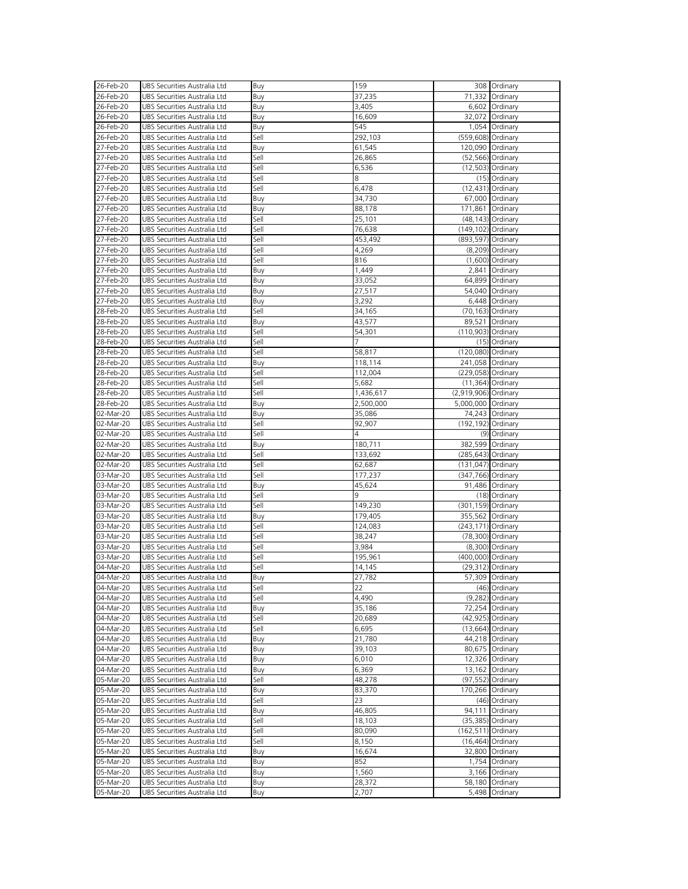| | | | | | |
|---|---|---|---|---|---|
| 26-Feb-20 | UBS Securities Australia Ltd | Buy | 159 | 308 | Ordinary |
| 26-Feb-20 | UBS Securities Australia Ltd | Buy | 37,235 | 71,332 | Ordinary |
| 26-Feb-20 | UBS Securities Australia Ltd | Buy | 3,405 | 6,602 | Ordinary |
| 26-Feb-20 | UBS Securities Australia Ltd | Buy | 16,609 | 32,072 | Ordinary |
| 26-Feb-20 | UBS Securities Australia Ltd | Buy | 545 | 1,054 | Ordinary |
| 26-Feb-20 | UBS Securities Australia Ltd | Sell | 292,103 | (559,608) | Ordinary |
| 27-Feb-20 | UBS Securities Australia Ltd | Buy | 61,545 | 120,090 | Ordinary |
| 27-Feb-20 | UBS Securities Australia Ltd | Sell | 26,865 | (52,566) | Ordinary |
| 27-Feb-20 | UBS Securities Australia Ltd | Sell | 6,536 | (12,503) | Ordinary |
| 27-Feb-20 | UBS Securities Australia Ltd | Sell | 8 | (15) | Ordinary |
| 27-Feb-20 | UBS Securities Australia Ltd | Sell | 6,478 | (12,431) | Ordinary |
| 27-Feb-20 | UBS Securities Australia Ltd | Buy | 34,730 | 67,000 | Ordinary |
| 27-Feb-20 | UBS Securities Australia Ltd | Buy | 88,178 | 171,861 | Ordinary |
| 27-Feb-20 | UBS Securities Australia Ltd | Sell | 25,101 | (48,143) | Ordinary |
| 27-Feb-20 | UBS Securities Australia Ltd | Sell | 76,638 | (149,102) | Ordinary |
| 27-Feb-20 | UBS Securities Australia Ltd | Sell | 453,492 | (893,597) | Ordinary |
| 27-Feb-20 | UBS Securities Australia Ltd | Sell | 4,269 | (8,209) | Ordinary |
| 27-Feb-20 | UBS Securities Australia Ltd | Sell | 816 | (1,600) | Ordinary |
| 27-Feb-20 | UBS Securities Australia Ltd | Buy | 1,449 | 2,841 | Ordinary |
| 27-Feb-20 | UBS Securities Australia Ltd | Buy | 33,052 | 64,899 | Ordinary |
| 27-Feb-20 | UBS Securities Australia Ltd | Buy | 27,517 | 54,040 | Ordinary |
| 27-Feb-20 | UBS Securities Australia Ltd | Buy | 3,292 | 6,448 | Ordinary |
| 28-Feb-20 | UBS Securities Australia Ltd | Sell | 34,165 | (70,163) | Ordinary |
| 28-Feb-20 | UBS Securities Australia Ltd | Buy | 43,577 | 89,521 | Ordinary |
| 28-Feb-20 | UBS Securities Australia Ltd | Sell | 54,301 | (110,903) | Ordinary |
| 28-Feb-20 | UBS Securities Australia Ltd | Sell | 7 | (15) | Ordinary |
| 28-Feb-20 | UBS Securities Australia Ltd | Sell | 58,817 | (120,080) | Ordinary |
| 28-Feb-20 | UBS Securities Australia Ltd | Buy | 118,114 | 241,058 | Ordinary |
| 28-Feb-20 | UBS Securities Australia Ltd | Sell | 112,004 | (229,058) | Ordinary |
| 28-Feb-20 | UBS Securities Australia Ltd | Sell | 5,682 | (11,364) | Ordinary |
| 28-Feb-20 | UBS Securities Australia Ltd | Sell | 1,436,617 | (2,919,906) | Ordinary |
| 28-Feb-20 | UBS Securities Australia Ltd | Buy | 2,500,000 | 5,000,000 | Ordinary |
| 02-Mar-20 | UBS Securities Australia Ltd | Buy | 35,086 | 74,243 | Ordinary |
| 02-Mar-20 | UBS Securities Australia Ltd | Sell | 92,907 | (192,192) | Ordinary |
| 02-Mar-20 | UBS Securities Australia Ltd | Sell | 4 | (9) | Ordinary |
| 02-Mar-20 | UBS Securities Australia Ltd | Buy | 180,711 | 382,599 | Ordinary |
| 02-Mar-20 | UBS Securities Australia Ltd | Sell | 133,692 | (285,643) | Ordinary |
| 02-Mar-20 | UBS Securities Australia Ltd | Sell | 62,687 | (131,047) | Ordinary |
| 03-Mar-20 | UBS Securities Australia Ltd | Sell | 177,237 | (347,766) | Ordinary |
| 03-Mar-20 | UBS Securities Australia Ltd | Buy | 45,624 | 91,486 | Ordinary |
| 03-Mar-20 | UBS Securities Australia Ltd | Sell | 9 | (18) | Ordinary |
| 03-Mar-20 | UBS Securities Australia Ltd | Sell | 149,230 | (301,159) | Ordinary |
| 03-Mar-20 | UBS Securities Australia Ltd | Buy | 179,405 | 355,562 | Ordinary |
| 03-Mar-20 | UBS Securities Australia Ltd | Sell | 124,083 | (243,171) | Ordinary |
| 03-Mar-20 | UBS Securities Australia Ltd | Sell | 38,247 | (78,300) | Ordinary |
| 03-Mar-20 | UBS Securities Australia Ltd | Sell | 3,984 | (8,300) | Ordinary |
| 03-Mar-20 | UBS Securities Australia Ltd | Sell | 195,961 | (400,000) | Ordinary |
| 04-Mar-20 | UBS Securities Australia Ltd | Sell | 14,145 | (29,312) | Ordinary |
| 04-Mar-20 | UBS Securities Australia Ltd | Buy | 27,782 | 57,309 | Ordinary |
| 04-Mar-20 | UBS Securities Australia Ltd | Sell | 22 | (46) | Ordinary |
| 04-Mar-20 | UBS Securities Australia Ltd | Sell | 4,490 | (9,282) | Ordinary |
| 04-Mar-20 | UBS Securities Australia Ltd | Buy | 35,186 | 72,254 | Ordinary |
| 04-Mar-20 | UBS Securities Australia Ltd | Sell | 20,689 | (42,925) | Ordinary |
| 04-Mar-20 | UBS Securities Australia Ltd | Sell | 6,695 | (13,664) | Ordinary |
| 04-Mar-20 | UBS Securities Australia Ltd | Buy | 21,780 | 44,218 | Ordinary |
| 04-Mar-20 | UBS Securities Australia Ltd | Buy | 39,103 | 80,675 | Ordinary |
| 04-Mar-20 | UBS Securities Australia Ltd | Buy | 6,010 | 12,326 | Ordinary |
| 04-Mar-20 | UBS Securities Australia Ltd | Buy | 6,369 | 13,162 | Ordinary |
| 05-Mar-20 | UBS Securities Australia Ltd | Sell | 48,278 | (97,552) | Ordinary |
| 05-Mar-20 | UBS Securities Australia Ltd | Buy | 83,370 | 170,266 | Ordinary |
| 05-Mar-20 | UBS Securities Australia Ltd | Sell | 23 | (46) | Ordinary |
| 05-Mar-20 | UBS Securities Australia Ltd | Buy | 46,805 | 94,111 | Ordinary |
| 05-Mar-20 | UBS Securities Australia Ltd | Sell | 18,103 | (35,385) | Ordinary |
| 05-Mar-20 | UBS Securities Australia Ltd | Sell | 80,090 | (162,511) | Ordinary |
| 05-Mar-20 | UBS Securities Australia Ltd | Sell | 8,150 | (16,464) | Ordinary |
| 05-Mar-20 | UBS Securities Australia Ltd | Buy | 16,674 | 32,800 | Ordinary |
| 05-Mar-20 | UBS Securities Australia Ltd | Buy | 852 | 1,754 | Ordinary |
| 05-Mar-20 | UBS Securities Australia Ltd | Buy | 1,560 | 3,166 | Ordinary |
| 05-Mar-20 | UBS Securities Australia Ltd | Buy | 28,372 | 58,180 | Ordinary |
| 05-Mar-20 | UBS Securities Australia Ltd | Buy | 2,707 | 5,498 | Ordinary |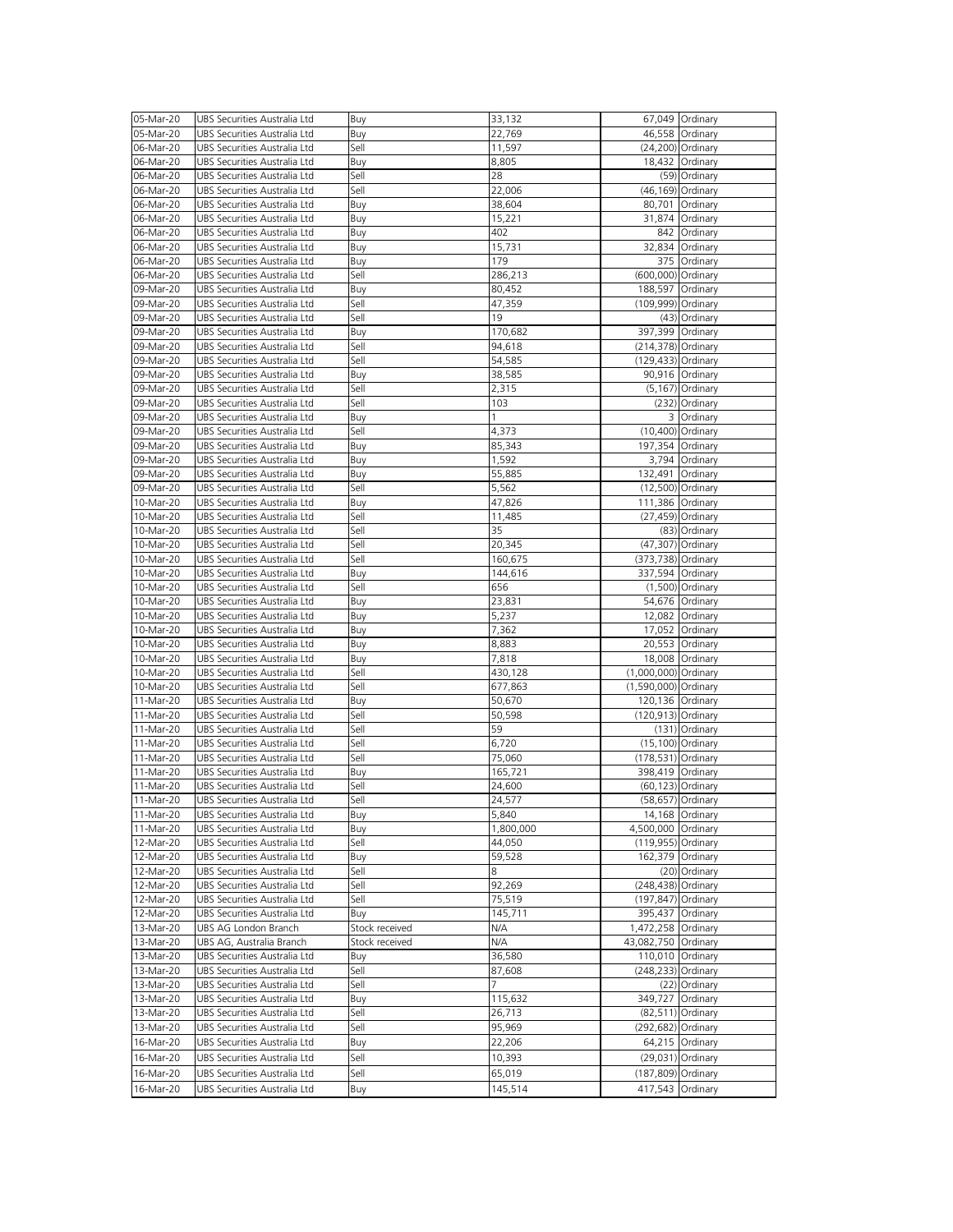| | | | | | |
|---|---|---|---|---|---|
| 05-Mar-20 | UBS Securities Australia Ltd | Buy | 33,132 | 67,049 | Ordinary |
| 05-Mar-20 | UBS Securities Australia Ltd | Buy | 22,769 | 46,558 | Ordinary |
| 06-Mar-20 | UBS Securities Australia Ltd | Sell | 11,597 | (24,200) | Ordinary |
| 06-Mar-20 | UBS Securities Australia Ltd | Buy | 8,805 | 18,432 | Ordinary |
| 06-Mar-20 | UBS Securities Australia Ltd | Sell | 28 | (59) | Ordinary |
| 06-Mar-20 | UBS Securities Australia Ltd | Sell | 22,006 | (46,169) | Ordinary |
| 06-Mar-20 | UBS Securities Australia Ltd | Buy | 38,604 | 80,701 | Ordinary |
| 06-Mar-20 | UBS Securities Australia Ltd | Buy | 15,221 | 31,874 | Ordinary |
| 06-Mar-20 | UBS Securities Australia Ltd | Buy | 402 | 842 | Ordinary |
| 06-Mar-20 | UBS Securities Australia Ltd | Buy | 15,731 | 32,834 | Ordinary |
| 06-Mar-20 | UBS Securities Australia Ltd | Buy | 179 | 375 | Ordinary |
| 06-Mar-20 | UBS Securities Australia Ltd | Sell | 286,213 | (600,000) | Ordinary |
| 09-Mar-20 | UBS Securities Australia Ltd | Buy | 80,452 | 188,597 | Ordinary |
| 09-Mar-20 | UBS Securities Australia Ltd | Sell | 47,359 | (109,999) | Ordinary |
| 09-Mar-20 | UBS Securities Australia Ltd | Sell | 19 | (43) | Ordinary |
| 09-Mar-20 | UBS Securities Australia Ltd | Buy | 170,682 | 397,399 | Ordinary |
| 09-Mar-20 | UBS Securities Australia Ltd | Sell | 94,618 | (214,378) | Ordinary |
| 09-Mar-20 | UBS Securities Australia Ltd | Sell | 54,585 | (129,433) | Ordinary |
| 09-Mar-20 | UBS Securities Australia Ltd | Buy | 38,585 | 90,916 | Ordinary |
| 09-Mar-20 | UBS Securities Australia Ltd | Sell | 2,315 | (5,167) | Ordinary |
| 09-Mar-20 | UBS Securities Australia Ltd | Sell | 103 | (232) | Ordinary |
| 09-Mar-20 | UBS Securities Australia Ltd | Buy | 1 | 3 | Ordinary |
| 09-Mar-20 | UBS Securities Australia Ltd | Sell | 4,373 | (10,400) | Ordinary |
| 09-Mar-20 | UBS Securities Australia Ltd | Buy | 85,343 | 197,354 | Ordinary |
| 09-Mar-20 | UBS Securities Australia Ltd | Buy | 1,592 | 3,794 | Ordinary |
| 09-Mar-20 | UBS Securities Australia Ltd | Buy | 55,885 | 132,491 | Ordinary |
| 09-Mar-20 | UBS Securities Australia Ltd | Sell | 5,562 | (12,500) | Ordinary |
| 10-Mar-20 | UBS Securities Australia Ltd | Buy | 47,826 | 111,386 | Ordinary |
| 10-Mar-20 | UBS Securities Australia Ltd | Sell | 11,485 | (27,459) | Ordinary |
| 10-Mar-20 | UBS Securities Australia Ltd | Sell | 35 | (83) | Ordinary |
| 10-Mar-20 | UBS Securities Australia Ltd | Sell | 20,345 | (47,307) | Ordinary |
| 10-Mar-20 | UBS Securities Australia Ltd | Sell | 160,675 | (373,738) | Ordinary |
| 10-Mar-20 | UBS Securities Australia Ltd | Buy | 144,616 | 337,594 | Ordinary |
| 10-Mar-20 | UBS Securities Australia Ltd | Sell | 656 | (1,500) | Ordinary |
| 10-Mar-20 | UBS Securities Australia Ltd | Buy | 23,831 | 54,676 | Ordinary |
| 10-Mar-20 | UBS Securities Australia Ltd | Buy | 5,237 | 12,082 | Ordinary |
| 10-Mar-20 | UBS Securities Australia Ltd | Buy | 7,362 | 17,052 | Ordinary |
| 10-Mar-20 | UBS Securities Australia Ltd | Buy | 8,883 | 20,553 | Ordinary |
| 10-Mar-20 | UBS Securities Australia Ltd | Buy | 7,818 | 18,008 | Ordinary |
| 10-Mar-20 | UBS Securities Australia Ltd | Sell | 430,128 | (1,000,000) | Ordinary |
| 10-Mar-20 | UBS Securities Australia Ltd | Sell | 677,863 | (1,590,000) | Ordinary |
| 11-Mar-20 | UBS Securities Australia Ltd | Buy | 50,670 | 120,136 | Ordinary |
| 11-Mar-20 | UBS Securities Australia Ltd | Sell | 50,598 | (120,913) | Ordinary |
| 11-Mar-20 | UBS Securities Australia Ltd | Sell | 59 | (131) | Ordinary |
| 11-Mar-20 | UBS Securities Australia Ltd | Sell | 6,720 | (15,100) | Ordinary |
| 11-Mar-20 | UBS Securities Australia Ltd | Sell | 75,060 | (178,531) | Ordinary |
| 11-Mar-20 | UBS Securities Australia Ltd | Buy | 165,721 | 398,419 | Ordinary |
| 11-Mar-20 | UBS Securities Australia Ltd | Sell | 24,600 | (60,123) | Ordinary |
| 11-Mar-20 | UBS Securities Australia Ltd | Sell | 24,577 | (58,657) | Ordinary |
| 11-Mar-20 | UBS Securities Australia Ltd | Buy | 5,840 | 14,168 | Ordinary |
| 11-Mar-20 | UBS Securities Australia Ltd | Buy | 1,800,000 | 4,500,000 | Ordinary |
| 12-Mar-20 | UBS Securities Australia Ltd | Sell | 44,050 | (119,955) | Ordinary |
| 12-Mar-20 | UBS Securities Australia Ltd | Buy | 59,528 | 162,379 | Ordinary |
| 12-Mar-20 | UBS Securities Australia Ltd | Sell | 8 | (20) | Ordinary |
| 12-Mar-20 | UBS Securities Australia Ltd | Sell | 92,269 | (248,438) | Ordinary |
| 12-Mar-20 | UBS Securities Australia Ltd | Sell | 75,519 | (197,847) | Ordinary |
| 12-Mar-20 | UBS Securities Australia Ltd | Buy | 145,711 | 395,437 | Ordinary |
| 13-Mar-20 | UBS AG London Branch | Stock received | N/A | 1,472,258 | Ordinary |
| 13-Mar-20 | UBS AG, Australia Branch | Stock received | N/A | 43,082,750 | Ordinary |
| 13-Mar-20 | UBS Securities Australia Ltd | Buy | 36,580 | 110,010 | Ordinary |
| 13-Mar-20 | UBS Securities Australia Ltd | Sell | 87,608 | (248,233) | Ordinary |
| 13-Mar-20 | UBS Securities Australia Ltd | Sell | 7 | (22) | Ordinary |
| 13-Mar-20 | UBS Securities Australia Ltd | Buy | 115,632 | 349,727 | Ordinary |
| 13-Mar-20 | UBS Securities Australia Ltd | Sell | 26,713 | (82,511) | Ordinary |
| 13-Mar-20 | UBS Securities Australia Ltd | Sell | 95,969 | (292,682) | Ordinary |
| 16-Mar-20 | UBS Securities Australia Ltd | Buy | 22,206 | 64,215 | Ordinary |
| 16-Mar-20 | UBS Securities Australia Ltd | Sell | 10,393 | (29,031) | Ordinary |
| 16-Mar-20 | UBS Securities Australia Ltd | Sell | 65,019 | (187,809) | Ordinary |
| 16-Mar-20 | UBS Securities Australia Ltd | Buy | 145,514 | 417,543 | Ordinary |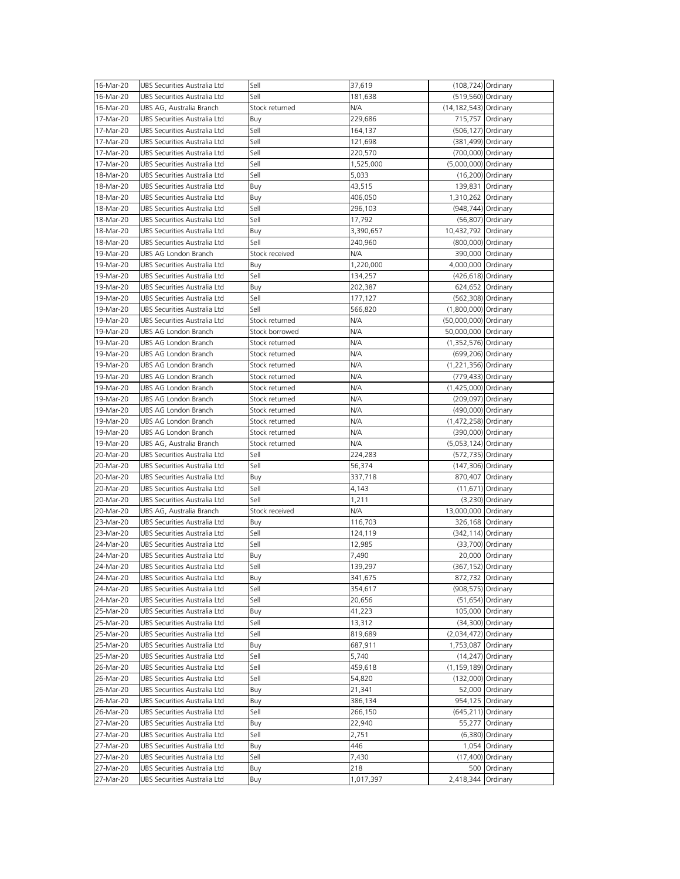| 16-Mar-20 | UBS Securities Australia Ltd | Sell | 37,619 | (108,724) | Ordinary |
|---|---|---|---|---|---|
| 16-Mar-20 | UBS Securities Australia Ltd | Sell | 181,638 | (519,560) | Ordinary |
| 16-Mar-20 | UBS AG, Australia Branch | Stock returned | N/A | (14,182,543) | Ordinary |
| 17-Mar-20 | UBS Securities Australia Ltd | Buy | 229,686 | 715,757 | Ordinary |
| 17-Mar-20 | UBS Securities Australia Ltd | Sell | 164,137 | (506,127) | Ordinary |
| 17-Mar-20 | UBS Securities Australia Ltd | Sell | 121,698 | (381,499) | Ordinary |
| 17-Mar-20 | UBS Securities Australia Ltd | Sell | 220,570 | (700,000) | Ordinary |
| 17-Mar-20 | UBS Securities Australia Ltd | Sell | 1,525,000 | (5,000,000) | Ordinary |
| 18-Mar-20 | UBS Securities Australia Ltd | Sell | 5,033 | (16,200) | Ordinary |
| 18-Mar-20 | UBS Securities Australia Ltd | Buy | 43,515 | 139,831 | Ordinary |
| 18-Mar-20 | UBS Securities Australia Ltd | Buy | 406,050 | 1,310,262 | Ordinary |
| 18-Mar-20 | UBS Securities Australia Ltd | Sell | 296,103 | (948,744) | Ordinary |
| 18-Mar-20 | UBS Securities Australia Ltd | Sell | 17,792 | (56,807) | Ordinary |
| 18-Mar-20 | UBS Securities Australia Ltd | Buy | 3,390,657 | 10,432,792 | Ordinary |
| 18-Mar-20 | UBS Securities Australia Ltd | Sell | 240,960 | (800,000) | Ordinary |
| 19-Mar-20 | UBS AG London Branch | Stock received | N/A | 390,000 | Ordinary |
| 19-Mar-20 | UBS Securities Australia Ltd | Buy | 1,220,000 | 4,000,000 | Ordinary |
| 19-Mar-20 | UBS Securities Australia Ltd | Sell | 134,257 | (426,618) | Ordinary |
| 19-Mar-20 | UBS Securities Australia Ltd | Buy | 202,387 | 624,652 | Ordinary |
| 19-Mar-20 | UBS Securities Australia Ltd | Sell | 177,127 | (562,308) | Ordinary |
| 19-Mar-20 | UBS Securities Australia Ltd | Sell | 566,820 | (1,800,000) | Ordinary |
| 19-Mar-20 | UBS Securities Australia Ltd | Stock returned | N/A | (50,000,000) | Ordinary |
| 19-Mar-20 | UBS AG London Branch | Stock borrowed | N/A | 50,000,000 | Ordinary |
| 19-Mar-20 | UBS AG London Branch | Stock returned | N/A | (1,352,576) | Ordinary |
| 19-Mar-20 | UBS AG London Branch | Stock returned | N/A | (699,206) | Ordinary |
| 19-Mar-20 | UBS AG London Branch | Stock returned | N/A | (1,221,356) | Ordinary |
| 19-Mar-20 | UBS AG London Branch | Stock returned | N/A | (779,433) | Ordinary |
| 19-Mar-20 | UBS AG London Branch | Stock returned | N/A | (1,425,000) | Ordinary |
| 19-Mar-20 | UBS AG London Branch | Stock returned | N/A | (209,097) | Ordinary |
| 19-Mar-20 | UBS AG London Branch | Stock returned | N/A | (490,000) | Ordinary |
| 19-Mar-20 | UBS AG London Branch | Stock returned | N/A | (1,472,258) | Ordinary |
| 19-Mar-20 | UBS AG London Branch | Stock returned | N/A | (390,000) | Ordinary |
| 19-Mar-20 | UBS AG, Australia Branch | Stock returned | N/A | (5,053,124) | Ordinary |
| 20-Mar-20 | UBS Securities Australia Ltd | Sell | 224,283 | (572,735) | Ordinary |
| 20-Mar-20 | UBS Securities Australia Ltd | Sell | 56,374 | (147,306) | Ordinary |
| 20-Mar-20 | UBS Securities Australia Ltd | Buy | 337,718 | 870,407 | Ordinary |
| 20-Mar-20 | UBS Securities Australia Ltd | Sell | 4,143 | (11,671) | Ordinary |
| 20-Mar-20 | UBS Securities Australia Ltd | Sell | 1,211 | (3,230) | Ordinary |
| 20-Mar-20 | UBS AG, Australia Branch | Stock received | N/A | 13,000,000 | Ordinary |
| 23-Mar-20 | UBS Securities Australia Ltd | Buy | 116,703 | 326,168 | Ordinary |
| 23-Mar-20 | UBS Securities Australia Ltd | Sell | 124,119 | (342,114) | Ordinary |
| 24-Mar-20 | UBS Securities Australia Ltd | Sell | 12,985 | (33,700) | Ordinary |
| 24-Mar-20 | UBS Securities Australia Ltd | Buy | 7,490 | 20,000 | Ordinary |
| 24-Mar-20 | UBS Securities Australia Ltd | Sell | 139,297 | (367,152) | Ordinary |
| 24-Mar-20 | UBS Securities Australia Ltd | Buy | 341,675 | 872,732 | Ordinary |
| 24-Mar-20 | UBS Securities Australia Ltd | Sell | 354,617 | (908,575) | Ordinary |
| 24-Mar-20 | UBS Securities Australia Ltd | Sell | 20,656 | (51,654) | Ordinary |
| 25-Mar-20 | UBS Securities Australia Ltd | Buy | 41,223 | 105,000 | Ordinary |
| 25-Mar-20 | UBS Securities Australia Ltd | Sell | 13,312 | (34,300) | Ordinary |
| 25-Mar-20 | UBS Securities Australia Ltd | Sell | 819,689 | (2,034,472) | Ordinary |
| 25-Mar-20 | UBS Securities Australia Ltd | Buy | 687,911 | 1,753,087 | Ordinary |
| 25-Mar-20 | UBS Securities Australia Ltd | Sell | 5,740 | (14,247) | Ordinary |
| 26-Mar-20 | UBS Securities Australia Ltd | Sell | 459,618 | (1,159,189) | Ordinary |
| 26-Mar-20 | UBS Securities Australia Ltd | Sell | 54,820 | (132,000) | Ordinary |
| 26-Mar-20 | UBS Securities Australia Ltd | Buy | 21,341 | 52,000 | Ordinary |
| 26-Mar-20 | UBS Securities Australia Ltd | Buy | 386,134 | 954,125 | Ordinary |
| 26-Mar-20 | UBS Securities Australia Ltd | Sell | 266,150 | (645,211) | Ordinary |
| 27-Mar-20 | UBS Securities Australia Ltd | Buy | 22,940 | 55,277 | Ordinary |
| 27-Mar-20 | UBS Securities Australia Ltd | Sell | 2,751 | (6,380) | Ordinary |
| 27-Mar-20 | UBS Securities Australia Ltd | Buy | 446 | 1,054 | Ordinary |
| 27-Mar-20 | UBS Securities Australia Ltd | Sell | 7,430 | (17,400) | Ordinary |
| 27-Mar-20 | UBS Securities Australia Ltd | Buy | 218 | 500 | Ordinary |
| 27-Mar-20 | UBS Securities Australia Ltd | Buy | 1,017,397 | 2,418,344 | Ordinary |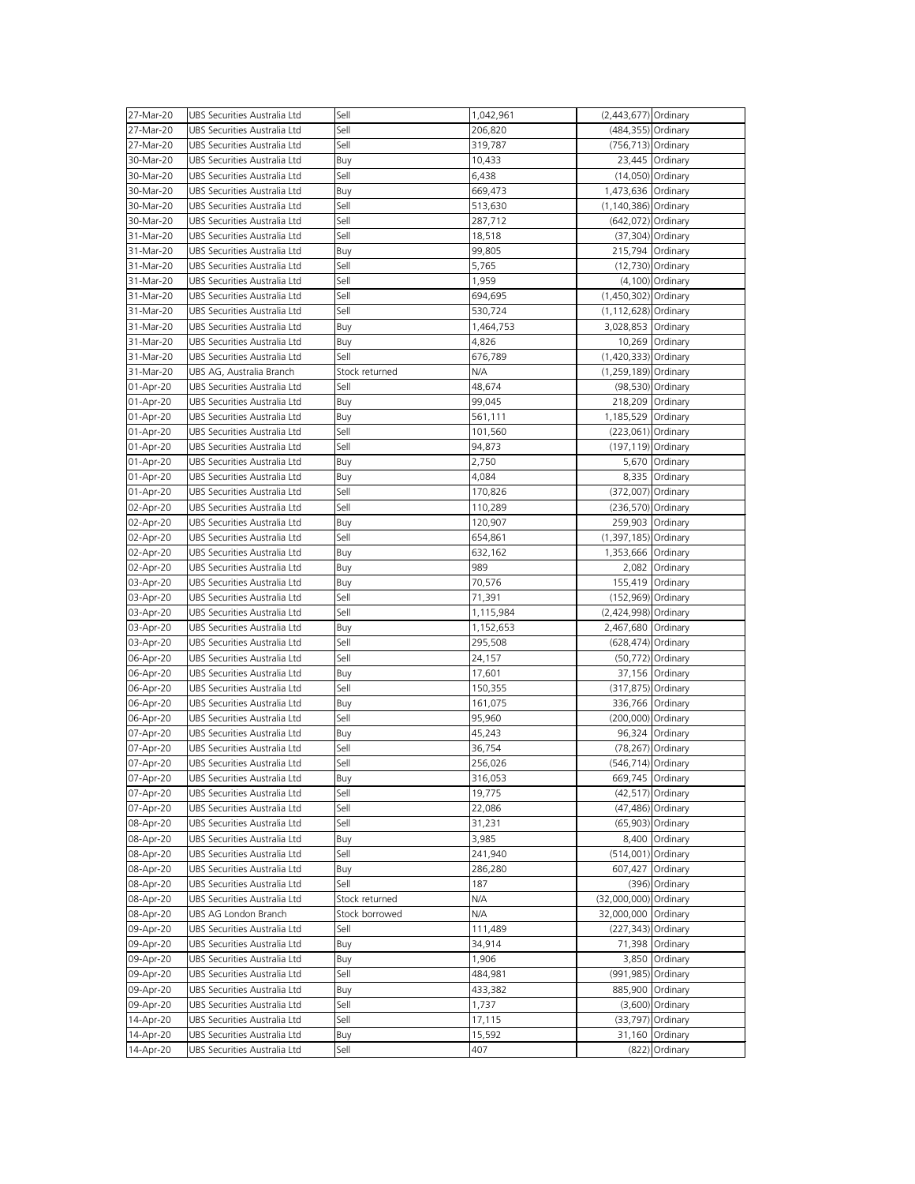| | | | | | |
|---|---|---|---|---|---|
| 27-Mar-20 | UBS Securities Australia Ltd | Sell | 1,042,961 | (2,443,677) | Ordinary |
| 27-Mar-20 | UBS Securities Australia Ltd | Sell | 206,820 | (484,355) | Ordinary |
| 27-Mar-20 | UBS Securities Australia Ltd | Sell | 319,787 | (756,713) | Ordinary |
| 30-Mar-20 | UBS Securities Australia Ltd | Buy | 10,433 | 23,445 | Ordinary |
| 30-Mar-20 | UBS Securities Australia Ltd | Sell | 6,438 | (14,050) | Ordinary |
| 30-Mar-20 | UBS Securities Australia Ltd | Buy | 669,473 | 1,473,636 | Ordinary |
| 30-Mar-20 | UBS Securities Australia Ltd | Sell | 513,630 | (1,140,386) | Ordinary |
| 30-Mar-20 | UBS Securities Australia Ltd | Sell | 287,712 | (642,072) | Ordinary |
| 31-Mar-20 | UBS Securities Australia Ltd | Sell | 18,518 | (37,304) | Ordinary |
| 31-Mar-20 | UBS Securities Australia Ltd | Buy | 99,805 | 215,794 | Ordinary |
| 31-Mar-20 | UBS Securities Australia Ltd | Sell | 5,765 | (12,730) | Ordinary |
| 31-Mar-20 | UBS Securities Australia Ltd | Sell | 1,959 | (4,100) | Ordinary |
| 31-Mar-20 | UBS Securities Australia Ltd | Sell | 694,695 | (1,450,302) | Ordinary |
| 31-Mar-20 | UBS Securities Australia Ltd | Sell | 530,724 | (1,112,628) | Ordinary |
| 31-Mar-20 | UBS Securities Australia Ltd | Buy | 1,464,753 | 3,028,853 | Ordinary |
| 31-Mar-20 | UBS Securities Australia Ltd | Buy | 4,826 | 10,269 | Ordinary |
| 31-Mar-20 | UBS Securities Australia Ltd | Sell | 676,789 | (1,420,333) | Ordinary |
| 31-Mar-20 | UBS AG, Australia Branch | Stock returned | N/A | (1,259,189) | Ordinary |
| 01-Apr-20 | UBS Securities Australia Ltd | Sell | 48,674 | (98,530) | Ordinary |
| 01-Apr-20 | UBS Securities Australia Ltd | Buy | 99,045 | 218,209 | Ordinary |
| 01-Apr-20 | UBS Securities Australia Ltd | Buy | 561,111 | 1,185,529 | Ordinary |
| 01-Apr-20 | UBS Securities Australia Ltd | Sell | 101,560 | (223,061) | Ordinary |
| 01-Apr-20 | UBS Securities Australia Ltd | Sell | 94,873 | (197,119) | Ordinary |
| 01-Apr-20 | UBS Securities Australia Ltd | Buy | 2,750 | 5,670 | Ordinary |
| 01-Apr-20 | UBS Securities Australia Ltd | Buy | 4,084 | 8,335 | Ordinary |
| 01-Apr-20 | UBS Securities Australia Ltd | Sell | 170,826 | (372,007) | Ordinary |
| 02-Apr-20 | UBS Securities Australia Ltd | Sell | 110,289 | (236,570) | Ordinary |
| 02-Apr-20 | UBS Securities Australia Ltd | Buy | 120,907 | 259,903 | Ordinary |
| 02-Apr-20 | UBS Securities Australia Ltd | Sell | 654,861 | (1,397,185) | Ordinary |
| 02-Apr-20 | UBS Securities Australia Ltd | Buy | 632,162 | 1,353,666 | Ordinary |
| 02-Apr-20 | UBS Securities Australia Ltd | Buy | 989 | 2,082 | Ordinary |
| 03-Apr-20 | UBS Securities Australia Ltd | Buy | 70,576 | 155,419 | Ordinary |
| 03-Apr-20 | UBS Securities Australia Ltd | Sell | 71,391 | (152,969) | Ordinary |
| 03-Apr-20 | UBS Securities Australia Ltd | Sell | 1,115,984 | (2,424,998) | Ordinary |
| 03-Apr-20 | UBS Securities Australia Ltd | Buy | 1,152,653 | 2,467,680 | Ordinary |
| 03-Apr-20 | UBS Securities Australia Ltd | Sell | 295,508 | (628,474) | Ordinary |
| 06-Apr-20 | UBS Securities Australia Ltd | Sell | 24,157 | (50,772) | Ordinary |
| 06-Apr-20 | UBS Securities Australia Ltd | Buy | 17,601 | 37,156 | Ordinary |
| 06-Apr-20 | UBS Securities Australia Ltd | Sell | 150,355 | (317,875) | Ordinary |
| 06-Apr-20 | UBS Securities Australia Ltd | Buy | 161,075 | 336,766 | Ordinary |
| 06-Apr-20 | UBS Securities Australia Ltd | Sell | 95,960 | (200,000) | Ordinary |
| 07-Apr-20 | UBS Securities Australia Ltd | Buy | 45,243 | 96,324 | Ordinary |
| 07-Apr-20 | UBS Securities Australia Ltd | Sell | 36,754 | (78,267) | Ordinary |
| 07-Apr-20 | UBS Securities Australia Ltd | Sell | 256,026 | (546,714) | Ordinary |
| 07-Apr-20 | UBS Securities Australia Ltd | Buy | 316,053 | 669,745 | Ordinary |
| 07-Apr-20 | UBS Securities Australia Ltd | Sell | 19,775 | (42,517) | Ordinary |
| 07-Apr-20 | UBS Securities Australia Ltd | Sell | 22,086 | (47,486) | Ordinary |
| 08-Apr-20 | UBS Securities Australia Ltd | Sell | 31,231 | (65,903) | Ordinary |
| 08-Apr-20 | UBS Securities Australia Ltd | Buy | 3,985 | 8,400 | Ordinary |
| 08-Apr-20 | UBS Securities Australia Ltd | Sell | 241,940 | (514,001) | Ordinary |
| 08-Apr-20 | UBS Securities Australia Ltd | Buy | 286,280 | 607,427 | Ordinary |
| 08-Apr-20 | UBS Securities Australia Ltd | Sell | 187 | (396) | Ordinary |
| 08-Apr-20 | UBS Securities Australia Ltd | Stock returned | N/A | (32,000,000) | Ordinary |
| 08-Apr-20 | UBS AG London Branch | Stock borrowed | N/A | 32,000,000 | Ordinary |
| 09-Apr-20 | UBS Securities Australia Ltd | Sell | 111,489 | (227,343) | Ordinary |
| 09-Apr-20 | UBS Securities Australia Ltd | Buy | 34,914 | 71,398 | Ordinary |
| 09-Apr-20 | UBS Securities Australia Ltd | Buy | 1,906 | 3,850 | Ordinary |
| 09-Apr-20 | UBS Securities Australia Ltd | Sell | 484,981 | (991,985) | Ordinary |
| 09-Apr-20 | UBS Securities Australia Ltd | Buy | 433,382 | 885,900 | Ordinary |
| 09-Apr-20 | UBS Securities Australia Ltd | Sell | 1,737 | (3,600) | Ordinary |
| 14-Apr-20 | UBS Securities Australia Ltd | Sell | 17,115 | (33,797) | Ordinary |
| 14-Apr-20 | UBS Securities Australia Ltd | Buy | 15,592 | 31,160 | Ordinary |
| 14-Apr-20 | UBS Securities Australia Ltd | Sell | 407 | (822) | Ordinary |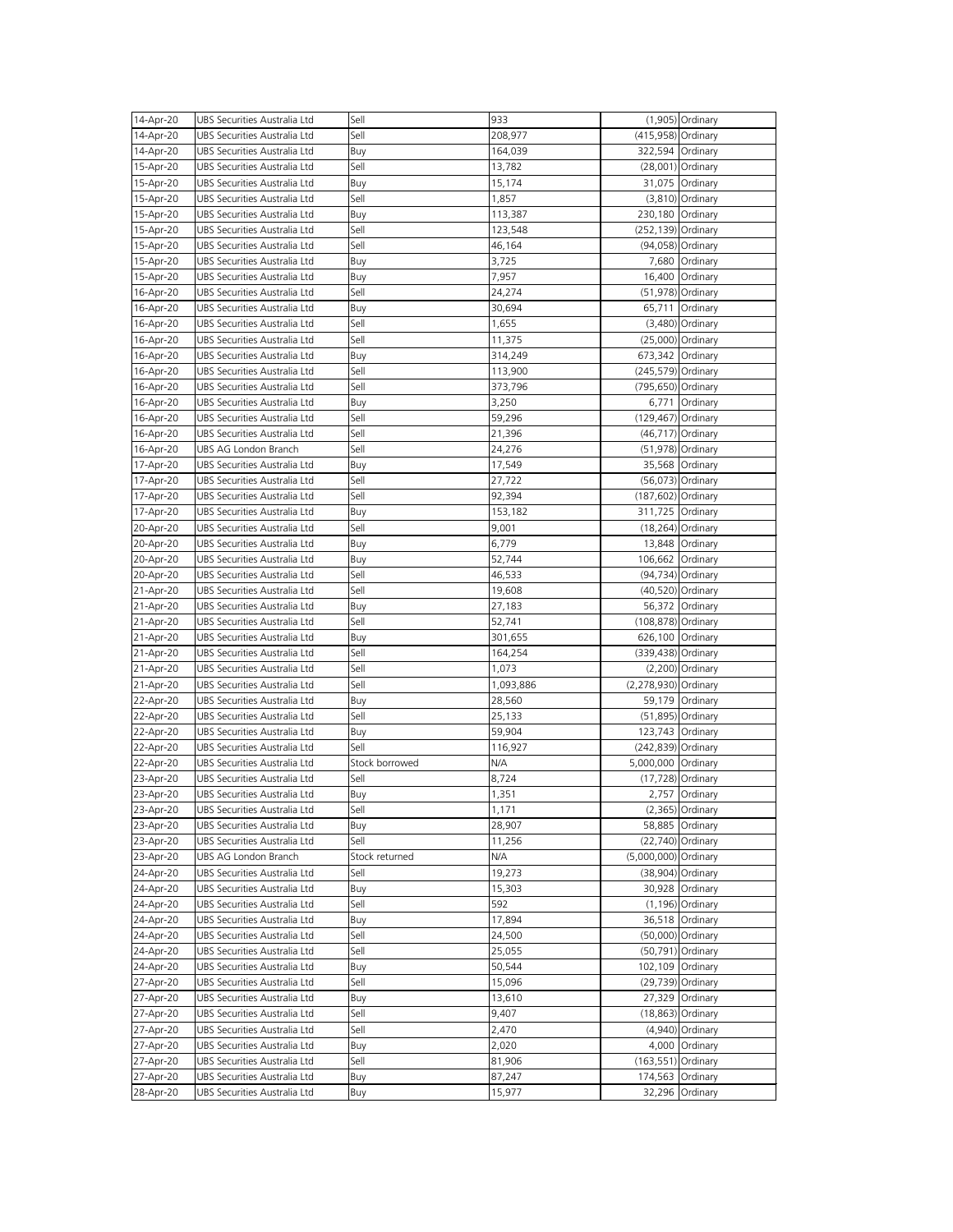| 14-Apr-20 | UBS Securities Australia Ltd | Sell | 933 | (1,905) | Ordinary |
|---|---|---|---|---|---|
| 14-Apr-20 | UBS Securities Australia Ltd | Sell | 208,977 | (415,958) | Ordinary |
| 14-Apr-20 | UBS Securities Australia Ltd | Buy | 164,039 | 322,594 | Ordinary |
| 15-Apr-20 | UBS Securities Australia Ltd | Sell | 13,782 | (28,001) | Ordinary |
| 15-Apr-20 | UBS Securities Australia Ltd | Buy | 15,174 | 31,075 | Ordinary |
| 15-Apr-20 | UBS Securities Australia Ltd | Sell | 1,857 | (3,810) | Ordinary |
| 15-Apr-20 | UBS Securities Australia Ltd | Buy | 113,387 | 230,180 | Ordinary |
| 15-Apr-20 | UBS Securities Australia Ltd | Sell | 123,548 | (252,139) | Ordinary |
| 15-Apr-20 | UBS Securities Australia Ltd | Sell | 46,164 | (94,058) | Ordinary |
| 15-Apr-20 | UBS Securities Australia Ltd | Buy | 3,725 | 7,680 | Ordinary |
| 15-Apr-20 | UBS Securities Australia Ltd | Buy | 7,957 | 16,400 | Ordinary |
| 16-Apr-20 | UBS Securities Australia Ltd | Sell | 24,274 | (51,978) | Ordinary |
| 16-Apr-20 | UBS Securities Australia Ltd | Buy | 30,694 | 65,711 | Ordinary |
| 16-Apr-20 | UBS Securities Australia Ltd | Sell | 1,655 | (3,480) | Ordinary |
| 16-Apr-20 | UBS Securities Australia Ltd | Sell | 11,375 | (25,000) | Ordinary |
| 16-Apr-20 | UBS Securities Australia Ltd | Buy | 314,249 | 673,342 | Ordinary |
| 16-Apr-20 | UBS Securities Australia Ltd | Sell | 113,900 | (245,579) | Ordinary |
| 16-Apr-20 | UBS Securities Australia Ltd | Sell | 373,796 | (795,650) | Ordinary |
| 16-Apr-20 | UBS Securities Australia Ltd | Buy | 3,250 | 6,771 | Ordinary |
| 16-Apr-20 | UBS Securities Australia Ltd | Sell | 59,296 | (129,467) | Ordinary |
| 16-Apr-20 | UBS Securities Australia Ltd | Sell | 21,396 | (46,717) | Ordinary |
| 16-Apr-20 | UBS AG London Branch | Sell | 24,276 | (51,978) | Ordinary |
| 17-Apr-20 | UBS Securities Australia Ltd | Buy | 17,549 | 35,568 | Ordinary |
| 17-Apr-20 | UBS Securities Australia Ltd | Sell | 27,722 | (56,073) | Ordinary |
| 17-Apr-20 | UBS Securities Australia Ltd | Sell | 92,394 | (187,602) | Ordinary |
| 17-Apr-20 | UBS Securities Australia Ltd | Buy | 153,182 | 311,725 | Ordinary |
| 20-Apr-20 | UBS Securities Australia Ltd | Sell | 9,001 | (18,264) | Ordinary |
| 20-Apr-20 | UBS Securities Australia Ltd | Buy | 6,779 | 13,848 | Ordinary |
| 20-Apr-20 | UBS Securities Australia Ltd | Buy | 52,744 | 106,662 | Ordinary |
| 20-Apr-20 | UBS Securities Australia Ltd | Sell | 46,533 | (94,734) | Ordinary |
| 21-Apr-20 | UBS Securities Australia Ltd | Sell | 19,608 | (40,520) | Ordinary |
| 21-Apr-20 | UBS Securities Australia Ltd | Buy | 27,183 | 56,372 | Ordinary |
| 21-Apr-20 | UBS Securities Australia Ltd | Sell | 52,741 | (108,878) | Ordinary |
| 21-Apr-20 | UBS Securities Australia Ltd | Buy | 301,655 | 626,100 | Ordinary |
| 21-Apr-20 | UBS Securities Australia Ltd | Sell | 164,254 | (339,438) | Ordinary |
| 21-Apr-20 | UBS Securities Australia Ltd | Sell | 1,073 | (2,200) | Ordinary |
| 21-Apr-20 | UBS Securities Australia Ltd | Sell | 1,093,886 | (2,278,930) | Ordinary |
| 22-Apr-20 | UBS Securities Australia Ltd | Buy | 28,560 | 59,179 | Ordinary |
| 22-Apr-20 | UBS Securities Australia Ltd | Sell | 25,133 | (51,895) | Ordinary |
| 22-Apr-20 | UBS Securities Australia Ltd | Buy | 59,904 | 123,743 | Ordinary |
| 22-Apr-20 | UBS Securities Australia Ltd | Sell | 116,927 | (242,839) | Ordinary |
| 22-Apr-20 | UBS Securities Australia Ltd | Stock borrowed | N/A | 5,000,000 | Ordinary |
| 23-Apr-20 | UBS Securities Australia Ltd | Sell | 8,724 | (17,728) | Ordinary |
| 23-Apr-20 | UBS Securities Australia Ltd | Buy | 1,351 | 2,757 | Ordinary |
| 23-Apr-20 | UBS Securities Australia Ltd | Sell | 1,171 | (2,365) | Ordinary |
| 23-Apr-20 | UBS Securities Australia Ltd | Buy | 28,907 | 58,885 | Ordinary |
| 23-Apr-20 | UBS Securities Australia Ltd | Sell | 11,256 | (22,740) | Ordinary |
| 23-Apr-20 | UBS AG London Branch | Stock returned | N/A | (5,000,000) | Ordinary |
| 24-Apr-20 | UBS Securities Australia Ltd | Sell | 19,273 | (38,904) | Ordinary |
| 24-Apr-20 | UBS Securities Australia Ltd | Buy | 15,303 | 30,928 | Ordinary |
| 24-Apr-20 | UBS Securities Australia Ltd | Sell | 592 | (1,196) | Ordinary |
| 24-Apr-20 | UBS Securities Australia Ltd | Buy | 17,894 | 36,518 | Ordinary |
| 24-Apr-20 | UBS Securities Australia Ltd | Sell | 24,500 | (50,000) | Ordinary |
| 24-Apr-20 | UBS Securities Australia Ltd | Sell | 25,055 | (50,791) | Ordinary |
| 24-Apr-20 | UBS Securities Australia Ltd | Buy | 50,544 | 102,109 | Ordinary |
| 27-Apr-20 | UBS Securities Australia Ltd | Sell | 15,096 | (29,739) | Ordinary |
| 27-Apr-20 | UBS Securities Australia Ltd | Buy | 13,610 | 27,329 | Ordinary |
| 27-Apr-20 | UBS Securities Australia Ltd | Sell | 9,407 | (18,863) | Ordinary |
| 27-Apr-20 | UBS Securities Australia Ltd | Sell | 2,470 | (4,940) | Ordinary |
| 27-Apr-20 | UBS Securities Australia Ltd | Buy | 2,020 | 4,000 | Ordinary |
| 27-Apr-20 | UBS Securities Australia Ltd | Sell | 81,906 | (163,551) | Ordinary |
| 27-Apr-20 | UBS Securities Australia Ltd | Buy | 87,247 | 174,563 | Ordinary |
| 28-Apr-20 | UBS Securities Australia Ltd | Buy | 15,977 | 32,296 | Ordinary |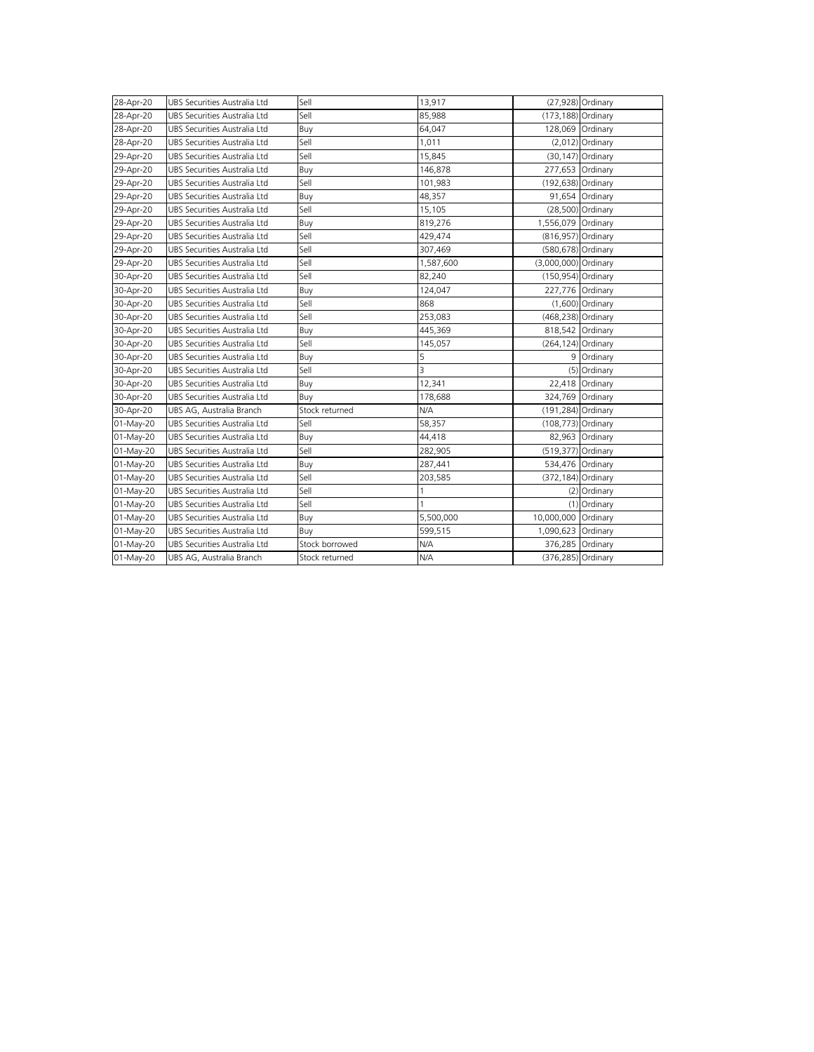| | | | | | |
|---|---|---|---|---|---|
| 28-Apr-20 | UBS Securities Australia Ltd | Sell | 13,917 | (27,928) | Ordinary |
| 28-Apr-20 | UBS Securities Australia Ltd | Sell | 85,988 | (173,188) | Ordinary |
| 28-Apr-20 | UBS Securities Australia Ltd | Buy | 64,047 | 128,069 | Ordinary |
| 28-Apr-20 | UBS Securities Australia Ltd | Sell | 1,011 | (2,012) | Ordinary |
| 29-Apr-20 | UBS Securities Australia Ltd | Sell | 15,845 | (30,147) | Ordinary |
| 29-Apr-20 | UBS Securities Australia Ltd | Buy | 146,878 | 277,653 | Ordinary |
| 29-Apr-20 | UBS Securities Australia Ltd | Sell | 101,983 | (192,638) | Ordinary |
| 29-Apr-20 | UBS Securities Australia Ltd | Buy | 48,357 | 91,654 | Ordinary |
| 29-Apr-20 | UBS Securities Australia Ltd | Sell | 15,105 | (28,500) | Ordinary |
| 29-Apr-20 | UBS Securities Australia Ltd | Buy | 819,276 | 1,556,079 | Ordinary |
| 29-Apr-20 | UBS Securities Australia Ltd | Sell | 429,474 | (816,957) | Ordinary |
| 29-Apr-20 | UBS Securities Australia Ltd | Sell | 307,469 | (580,678) | Ordinary |
| 29-Apr-20 | UBS Securities Australia Ltd | Sell | 1,587,600 | (3,000,000) | Ordinary |
| 30-Apr-20 | UBS Securities Australia Ltd | Sell | 82,240 | (150,954) | Ordinary |
| 30-Apr-20 | UBS Securities Australia Ltd | Buy | 124,047 | 227,776 | Ordinary |
| 30-Apr-20 | UBS Securities Australia Ltd | Sell | 868 | (1,600) | Ordinary |
| 30-Apr-20 | UBS Securities Australia Ltd | Sell | 253,083 | (468,238) | Ordinary |
| 30-Apr-20 | UBS Securities Australia Ltd | Buy | 445,369 | 818,542 | Ordinary |
| 30-Apr-20 | UBS Securities Australia Ltd | Sell | 145,057 | (264,124) | Ordinary |
| 30-Apr-20 | UBS Securities Australia Ltd | Buy | 5 | 9 | Ordinary |
| 30-Apr-20 | UBS Securities Australia Ltd | Sell | 3 | (5) | Ordinary |
| 30-Apr-20 | UBS Securities Australia Ltd | Buy | 12,341 | 22,418 | Ordinary |
| 30-Apr-20 | UBS Securities Australia Ltd | Buy | 178,688 | 324,769 | Ordinary |
| 30-Apr-20 | UBS AG, Australia Branch | Stock returned | N/A | (191,284) | Ordinary |
| 01-May-20 | UBS Securities Australia Ltd | Sell | 58,357 | (108,773) | Ordinary |
| 01-May-20 | UBS Securities Australia Ltd | Buy | 44,418 | 82,963 | Ordinary |
| 01-May-20 | UBS Securities Australia Ltd | Sell | 282,905 | (519,377) | Ordinary |
| 01-May-20 | UBS Securities Australia Ltd | Buy | 287,441 | 534,476 | Ordinary |
| 01-May-20 | UBS Securities Australia Ltd | Sell | 203,585 | (372,184) | Ordinary |
| 01-May-20 | UBS Securities Australia Ltd | Sell | 1 | (2) | Ordinary |
| 01-May-20 | UBS Securities Australia Ltd | Sell | 1 | (1) | Ordinary |
| 01-May-20 | UBS Securities Australia Ltd | Buy | 5,500,000 | 10,000,000 | Ordinary |
| 01-May-20 | UBS Securities Australia Ltd | Buy | 599,515 | 1,090,623 | Ordinary |
| 01-May-20 | UBS Securities Australia Ltd | Stock borrowed | N/A | 376,285 | Ordinary |
| 01-May-20 | UBS AG, Australia Branch | Stock returned | N/A | (376,285) | Ordinary |